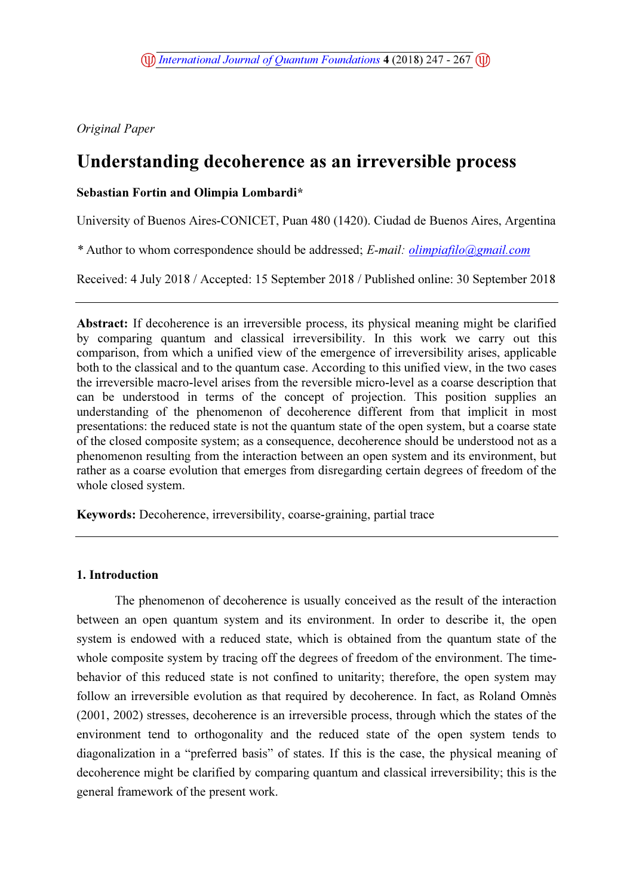*Original Paper*

# Understanding decoherence as an irreversible process

**Sebastian Fortin and Olimpia Lombardi***

University of Buenos Aires-CONICET, Puan 480 (1420). Ciudad de Buenos Aires, Argentina

* Author to whom correspondence should be addressed; *E-mail: olimpiafilo@gmail.com*

Received: 4 July 2018 / Accepted: 15 September 2018 / Published online: 30 September 2018

---

**Abstract:** If decoherence is an irreversible process, its physical meaning might be clarified by comparing quantum and classical irreversibility. In this work we carry out this comparison, from which a unified view of the emergence of irreversibility arises, applicable both to the classical and to the quantum case. According to this unified view, in the two cases the irreversible macro-level arises from the reversible micro-level as a coarse description that can be understood in terms of the concept of projection. This position supplies an understanding of the phenomenon of decoherence different from that implicit in most presentations: the reduced state is not the quantum state of the open system, but a coarse state of the closed composite system; as a consequence, decoherence should be understood not as a phenomenon resulting from the interaction between an open system and its environment, but rather as a coarse evolution that emerges from disregarding certain degrees of freedom of the whole closed system.

**Keywords:** Decoherence, irreversibility, coarse-graining, partial trace

---

## 1. Introduction

The phenomenon of decoherence is usually conceived as the result of the interaction between an open quantum system and its environment. In order to describe it, the open system is endowed with a reduced state, which is obtained from the quantum state of the whole composite system by tracing off the degrees of freedom of the environment. The time-behavior of this reduced state is not confined to unitarity; therefore, the open system may follow an irreversible evolution as that required by decoherence. In fact, as Roland Omnès (2001, 2002) stresses, decoherence is an irreversible process, through which the states of the environment tend to orthogonality and the reduced state of the open system tends to diagonalization in a "preferred basis" of states. If this is the case, the physical meaning of decoherence might be clarified by comparing quantum and classical irreversibility; this is the general framework of the present work.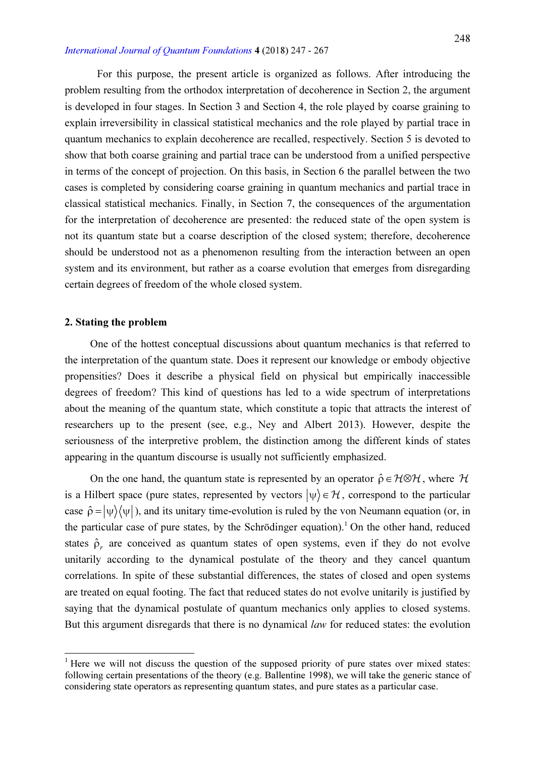For this purpose, the present article is organized as follows. After introducing the problem resulting from the orthodox interpretation of decoherence in Section 2, the argument is developed in four stages. In Section 3 and Section 4, the role played by coarse graining to explain irreversibility in classical statistical mechanics and the role played by partial trace in quantum mechanics to explain decoherence are recalled, respectively. Section 5 is devoted to show that both coarse graining and partial trace can be understood from a unified perspective in terms of the concept of projection. On this basis, in Section 6 the parallel between the two cases is completed by considering coarse graining in quantum mechanics and partial trace in classical statistical mechanics. Finally, in Section 7, the consequences of the argumentation for the interpretation of decoherence are presented: the reduced state of the open system is not its quantum state but a coarse description of the closed system; therefore, decoherence should be understood not as a phenomenon resulting from the interaction between an open system and its environment, but rather as a coarse evolution that emerges from disregarding certain degrees of freedom of the whole closed system.

## 2. Stating the problem

One of the hottest conceptual discussions about quantum mechanics is that referred to the interpretation of the quantum state. Does it represent our knowledge or embody objective propensities? Does it describe a physical field on physical but empirically inaccessible degrees of freedom? This kind of questions has led to a wide spectrum of interpretations about the meaning of the quantum state, which constitute a topic that attracts the interest of researchers up to the present (see, e.g., Ney and Albert 2013). However, despite the seriousness of the interpretive problem, the distinction among the different kinds of states appearing in the quantum discourse is usually not sufficiently emphasized.

On the one hand, the quantum state is represented by an operator $\hat{\rho} \in \mathcal{H} \otimes \mathcal{H}$, where $\mathcal{H}$ is a Hilbert space (pure states, represented by vectors $|\psi\rangle \in \mathcal{H}$, correspond to the particular case $\hat{\rho} = |\psi\rangle\langle\psi|$), and its unitary time-evolution is ruled by the von Neumann equation (or, in the particular case of pure states, by the Schrödinger equation).[1] On the other hand, reduced states $\hat{\rho}_r$ are conceived as quantum states of open systems, even if they do not evolve unitarily according to the dynamical postulate of the theory and they cancel quantum correlations. In spite of these substantial differences, the states of closed and open systems are treated on equal footing. The fact that reduced states do not evolve unitarily is justified by saying that the dynamical postulate of quantum mechanics only applies to closed systems. But this argument disregards that there is no dynamical *law* for reduced states: the evolution

---

[1] Here we will not discuss the question of the supposed priority of pure states over mixed states: following certain presentations of the theory (e.g. Ballentine 1998), we will take the generic stance of considering state operators as representing quantum states, and pure states as a particular case.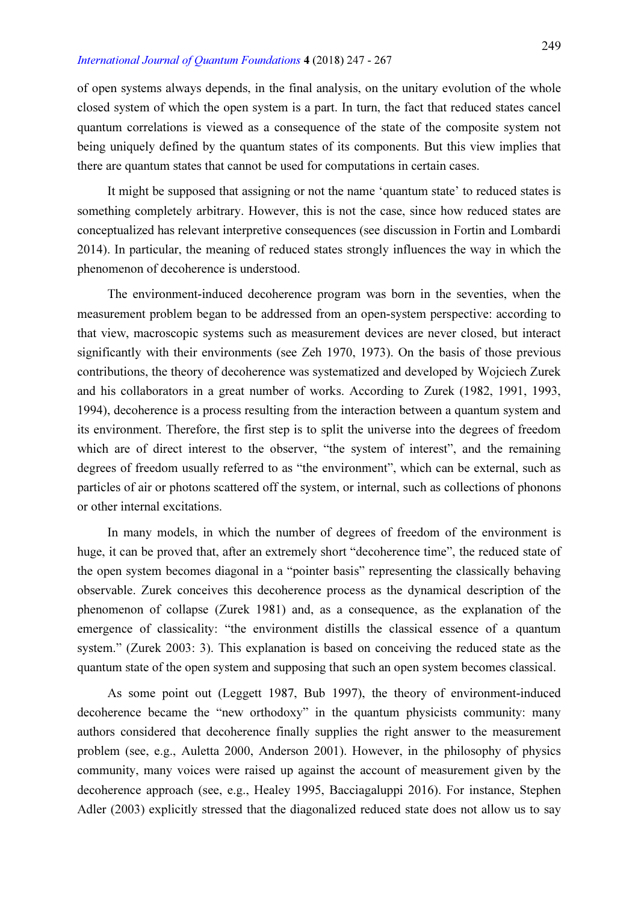of open systems always depends, in the final analysis, on the unitary evolution of the whole closed system of which the open system is a part. In turn, the fact that reduced states cancel quantum correlations is viewed as a consequence of the state of the composite system not being uniquely defined by the quantum states of its components. But this view implies that there are quantum states that cannot be used for computations in certain cases.

It might be supposed that assigning or not the name 'quantum state' to reduced states is something completely arbitrary. However, this is not the case, since how reduced states are conceptualized has relevant interpretive consequences (see discussion in Fortin and Lombardi 2014). In particular, the meaning of reduced states strongly influences the way in which the phenomenon of decoherence is understood.

The environment-induced decoherence program was born in the seventies, when the measurement problem began to be addressed from an open-system perspective: according to that view, macroscopic systems such as measurement devices are never closed, but interact significantly with their environments (see Zeh 1970, 1973). On the basis of those previous contributions, the theory of decoherence was systematized and developed by Wojciech Zurek and his collaborators in a great number of works. According to Zurek (1982, 1991, 1993, 1994), decoherence is a process resulting from the interaction between a quantum system and its environment. Therefore, the first step is to split the universe into the degrees of freedom which are of direct interest to the observer, "the system of interest", and the remaining degrees of freedom usually referred to as "the environment", which can be external, such as particles of air or photons scattered off the system, or internal, such as collections of phonons or other internal excitations.

In many models, in which the number of degrees of freedom of the environment is huge, it can be proved that, after an extremely short "decoherence time", the reduced state of the open system becomes diagonal in a "pointer basis" representing the classically behaving observable. Zurek conceives this decoherence process as the dynamical description of the phenomenon of collapse (Zurek 1981) and, as a consequence, as the explanation of the emergence of classicality: "the environment distills the classical essence of a quantum system." (Zurek 2003: 3). This explanation is based on conceiving the reduced state as the quantum state of the open system and supposing that such an open system becomes classical.

As some point out (Leggett 1987, Bub 1997), the theory of environment-induced decoherence became the "new orthodoxy" in the quantum physicists community: many authors considered that decoherence finally supplies the right answer to the measurement problem (see, e.g., Auletta 2000, Anderson 2001). However, in the philosophy of physics community, many voices were raised up against the account of measurement given by the decoherence approach (see, e.g., Healey 1995, Bacciagaluppi 2016). For instance, Stephen Adler (2003) explicitly stressed that the diagonalized reduced state does not allow us to say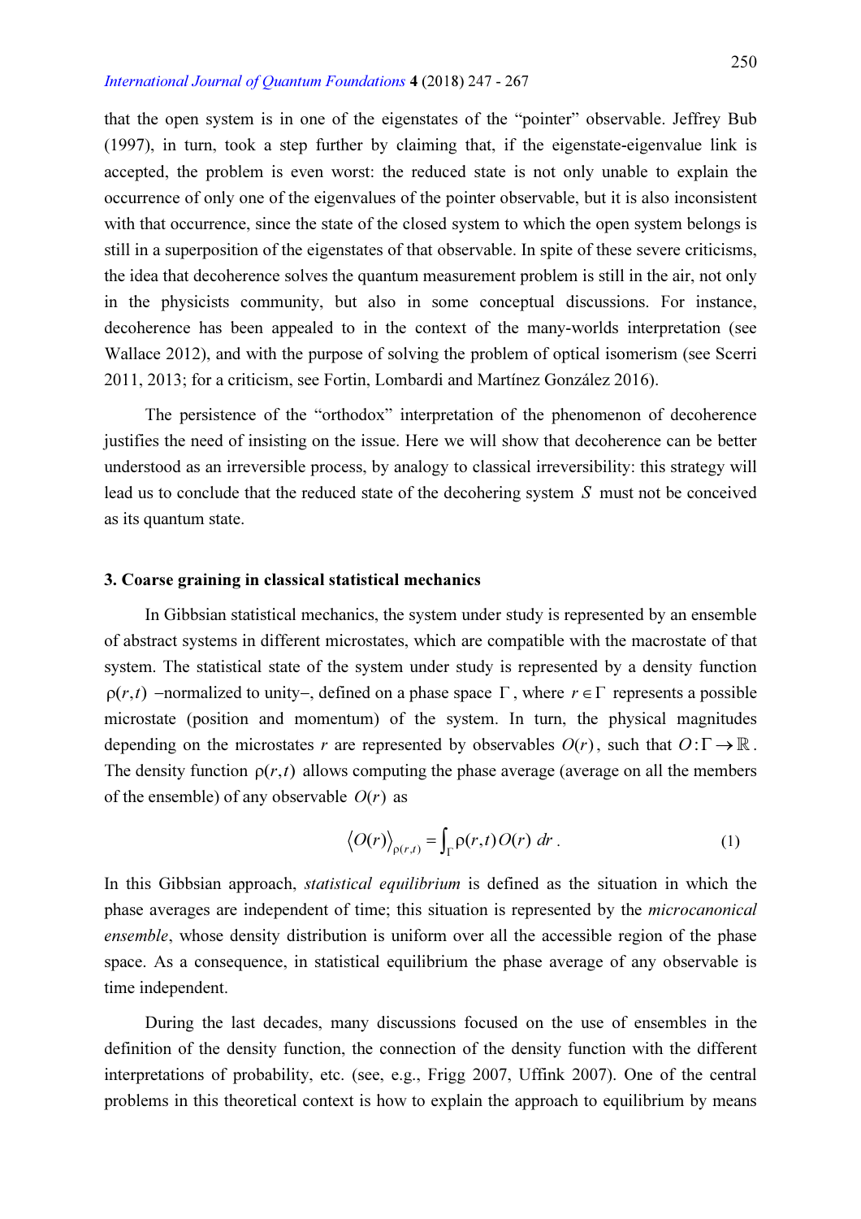that the open system is in one of the eigenstates of the "pointer" observable. Jeffrey Bub (1997), in turn, took a step further by claiming that, if the eigenstate-eigenvalue link is accepted, the problem is even worst: the reduced state is not only unable to explain the occurrence of only one of the eigenvalues of the pointer observable, but it is also inconsistent with that occurrence, since the state of the closed system to which the open system belongs is still in a superposition of the eigenstates of that observable. In spite of these severe criticisms, the idea that decoherence solves the quantum measurement problem is still in the air, not only in the physicists community, but also in some conceptual discussions. For instance, decoherence has been appealed to in the context of the many-worlds interpretation (see Wallace 2012), and with the purpose of solving the problem of optical isomerism (see Scerri 2011, 2013; for a criticism, see Fortin, Lombardi and Martínez González 2016).

The persistence of the "orthodox" interpretation of the phenomenon of decoherence justifies the need of insisting on the issue. Here we will show that decoherence can be better understood as an irreversible process, by analogy to classical irreversibility: this strategy will lead us to conclude that the reduced state of the decohering system $S$ must not be conceived as its quantum state.

## 3. Coarse graining in classical statistical mechanics

In Gibbsian statistical mechanics, the system under study is represented by an ensemble of abstract systems in different microstates, which are compatible with the macrostate of that system. The statistical state of the system under study is represented by a density function $\rho(r,t)$ –normalized to unity–, defined on a phase space $\Gamma$, where $r \in \Gamma$ represents a possible microstate (position and momentum) of the system. In turn, the physical magnitudes depending on the microstates $r$ are represented by observables $O(r)$, such that $O : \Gamma \rightarrow \mathbb{R}$. The density function $\rho(r,t)$ allows computing the phase average (average on all the members of the ensemble) of any observable $O(r)$ as

$$\langle O(r) \rangle_{\rho(r,t)} = \int_{\Gamma} \rho(r,t) O(r) \, dr \, . \tag{1}$$

In this Gibbsian approach, *statistical equilibrium* is defined as the situation in which the phase averages are independent of time; this situation is represented by the *microcanonical ensemble*, whose density distribution is uniform over all the accessible region of the phase space. As a consequence, in statistical equilibrium the phase average of any observable is time independent.

During the last decades, many discussions focused on the use of ensembles in the definition of the density function, the connection of the density function with the different interpretations of probability, etc. (see, e.g., Frigg 2007, Uffink 2007). One of the central problems in this theoretical context is how to explain the approach to equilibrium by means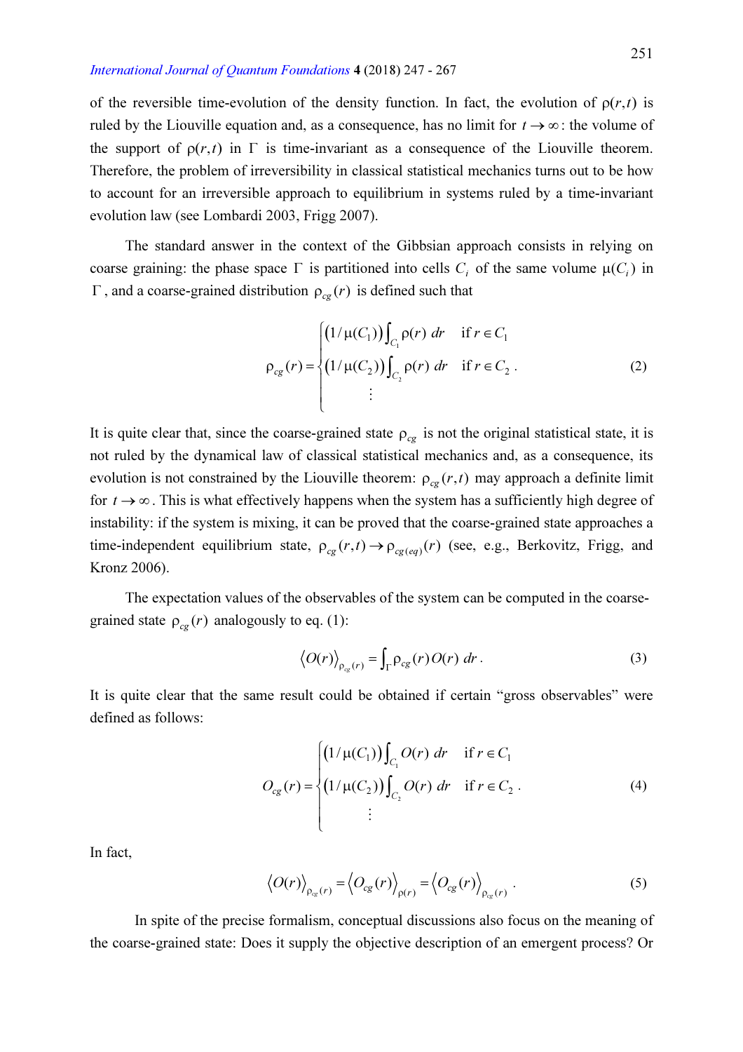of the reversible time-evolution of the density function. In fact, the evolution of $\rho(r,t)$ is ruled by the Liouville equation and, as a consequence, has no limit for $t \to \infty$: the volume of the support of $\rho(r,t)$ in $\Gamma$ is time-invariant as a consequence of the Liouville theorem. Therefore, the problem of irreversibility in classical statistical mechanics turns out to be how to account for an irreversible approach to equilibrium in systems ruled by a time-invariant evolution law (see Lombardi 2003, Frigg 2007).

The standard answer in the context of the Gibbsian approach consists in relying on coarse graining: the phase space $\Gamma$ is partitioned into cells $C_i$ of the same volume $\mu(C_i)$ in $\Gamma$, and a coarse-grained distribution $\rho_{cg}(r)$ is defined such that

$$\rho_{cg}(r) = \begin{cases} \left(1/\mu(C_1)\right)\int_{C_1} \rho(r)\, dr & \text{if } r \in C_1 \\ \left(1/\mu(C_2)\right)\int_{C_2} \rho(r)\, dr & \text{if } r \in C_2 \\ \quad \vdots \end{cases} . \tag{2}$$

It is quite clear that, since the coarse-grained state $\rho_{cg}$ is not the original statistical state, it is not ruled by the dynamical law of classical statistical mechanics and, as a consequence, its evolution is not constrained by the Liouville theorem: $\rho_{cg}(r,t)$ may approach a definite limit for $t \to \infty$. This is what effectively happens when the system has a sufficiently high degree of instability: if the system is mixing, it can be proved that the coarse-grained state approaches a time-independent equilibrium state, $\rho_{cg}(r,t) \to \rho_{cg(eq)}(r)$ (see, e.g., Berkovitz, Frigg, and Kronz 2006).

The expectation values of the observables of the system can be computed in the coarse-grained state $\rho_{cg}(r)$ analogously to eq. (1):

$$\langle O(r) \rangle_{\rho_{cg}(r)} = \int_\Gamma \rho_{cg}(r) O(r)\, dr . \tag{3}$$

It is quite clear that the same result could be obtained if certain "gross observables" were defined as follows:

$$O_{cg}(r) = \begin{cases} \left(1/\mu(C_1)\right)\int_{C_1} O(r)\, dr & \text{if } r \in C_1 \\ \left(1/\mu(C_2)\right)\int_{C_2} O(r)\, dr & \text{if } r \in C_2 \\ \quad \vdots \end{cases} . \tag{4}$$

In fact,

$$\langle O(r) \rangle_{\rho_{cg}(r)} = \langle O_{cg}(r) \rangle_{\rho(r)} = \langle O_{cg}(r) \rangle_{\rho_{cg}(r)} . \tag{5}$$

In spite of the precise formalism, conceptual discussions also focus on the meaning of the coarse-grained state: Does it supply the objective description of an emergent process? Or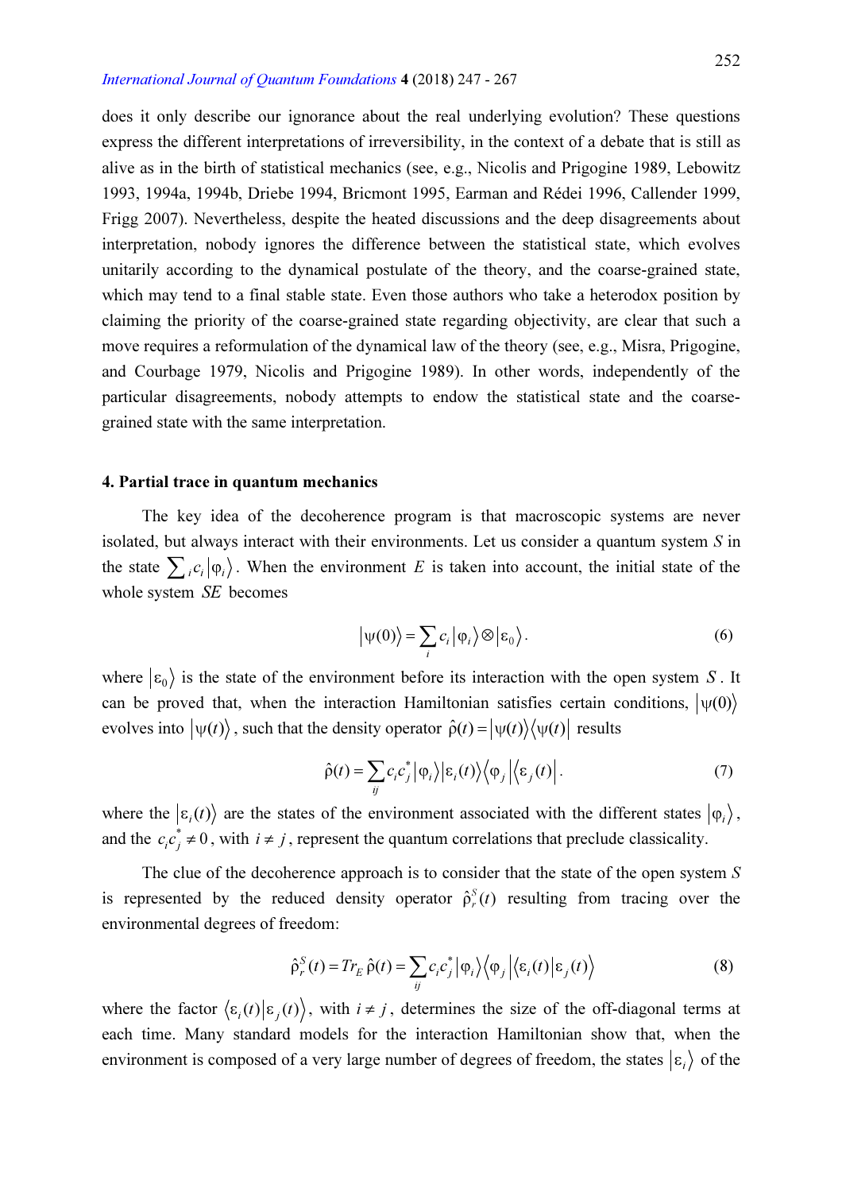does it only describe our ignorance about the real underlying evolution? These questions express the different interpretations of irreversibility, in the context of a debate that is still as alive as in the birth of statistical mechanics (see, e.g., Nicolis and Prigogine 1989, Lebowitz 1993, 1994a, 1994b, Driebe 1994, Bricmont 1995, Earman and Rédei 1996, Callender 1999, Frigg 2007). Nevertheless, despite the heated discussions and the deep disagreements about interpretation, nobody ignores the difference between the statistical state, which evolves unitarily according to the dynamical postulate of the theory, and the coarse-grained state, which may tend to a final stable state. Even those authors who take a heterodox position by claiming the priority of the coarse-grained state regarding objectivity, are clear that such a move requires a reformulation of the dynamical law of the theory (see, e.g., Misra, Prigogine, and Courbage 1979, Nicolis and Prigogine 1989). In other words, independently of the particular disagreements, nobody attempts to endow the statistical state and the coarse-grained state with the same interpretation.

## 4. Partial trace in quantum mechanics

The key idea of the decoherence program is that macroscopic systems are never isolated, but always interact with their environments. Let us consider a quantum system $S$ in the state $\sum_i c_i |\varphi_i\rangle$. When the environment $E$ is taken into account, the initial state of the whole system $SE$ becomes

$$|\psi(0)\rangle = \sum_i c_i |\varphi_i\rangle \otimes |\varepsilon_0\rangle . \tag{6}$$

where $|\varepsilon_0\rangle$ is the state of the environment before its interaction with the open system $S$. It can be proved that, when the interaction Hamiltonian satisfies certain conditions, $|\psi(0)\rangle$ evolves into $|\psi(t)\rangle$, such that the density operator $\hat{\rho}(t) = |\psi(t)\rangle\langle\psi(t)|$ results

$$\hat{\rho}(t) = \sum_{ij} c_i c_j^* |\varphi_i\rangle |\varepsilon_i(t)\rangle \langle\varphi_j| \langle\varepsilon_j(t)| . \tag{7}$$

where the $|\varepsilon_i(t)\rangle$ are the states of the environment associated with the different states $|\varphi_i\rangle$, and the $c_i c_j^* \neq 0$, with $i \neq j$, represent the quantum correlations that preclude classicality.

The clue of the decoherence approach is to consider that the state of the open system $S$ is represented by the reduced density operator $\hat{\rho}_r^S(t)$ resulting from tracing over the environmental degrees of freedom:

$$\hat{\rho}_r^S(t) = Tr_E\, \hat{\rho}(t) = \sum_{ij} c_i c_j^* |\varphi_i\rangle\langle\varphi_j| \langle\varepsilon_i(t)|\varepsilon_j(t)\rangle \tag{8}$$

where the factor $\langle\varepsilon_i(t)|\varepsilon_j(t)\rangle$, with $i \neq j$, determines the size of the off-diagonal terms at each time. Many standard models for the interaction Hamiltonian show that, when the environment is composed of a very large number of degrees of freedom, the states $|\varepsilon_i\rangle$ of the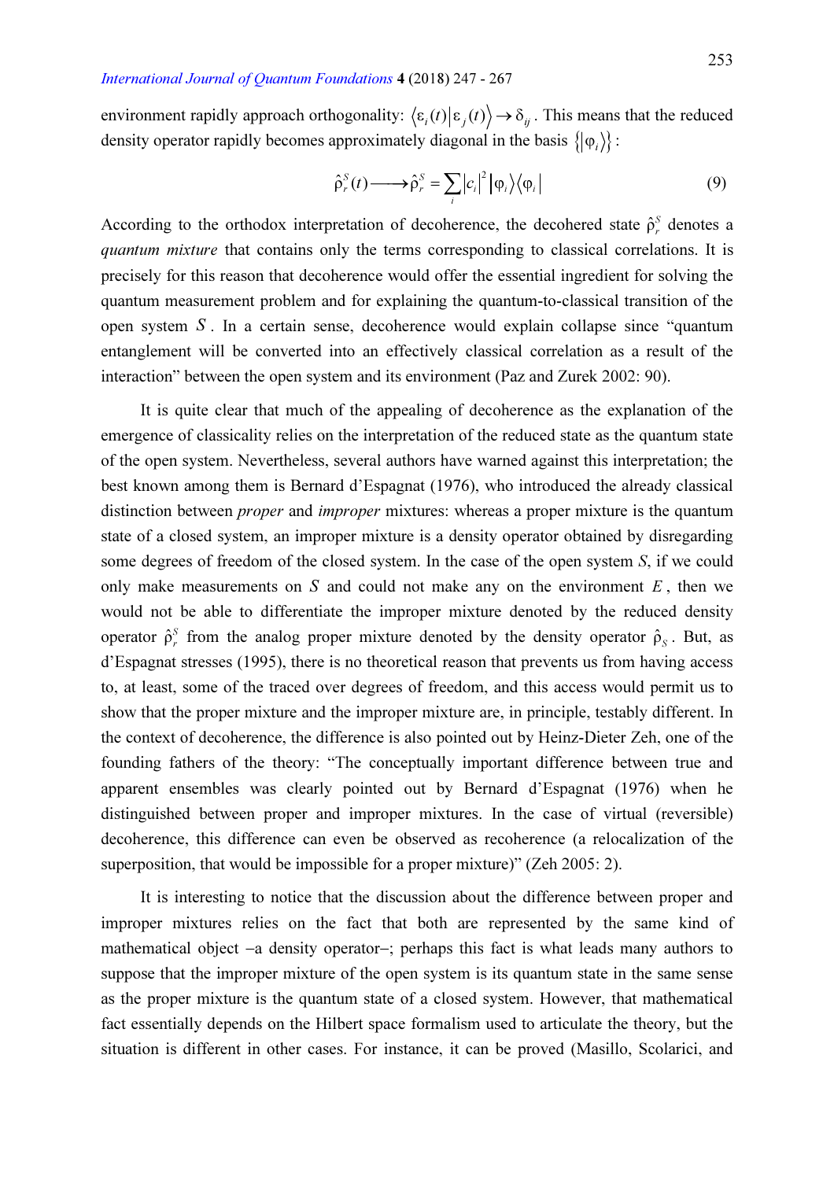environment rapidly approach orthogonality: $\langle \varepsilon_i(t) | \varepsilon_j(t) \rangle \rightarrow \delta_{ij}$. This means that the reduced density operator rapidly becomes approximately diagonal in the basis $\{|\varphi_i\rangle\}$:

$$\hat{\rho}_r^S(t) \longrightarrow \hat{\rho}_r^S = \sum_i |c_i|^2 |\varphi_i\rangle\langle\varphi_i| \tag{9}$$

According to the orthodox interpretation of decoherence, the decohered state $\hat{\rho}_r^S$ denotes a *quantum mixture* that contains only the terms corresponding to classical correlations. It is precisely for this reason that decoherence would offer the essential ingredient for solving the quantum measurement problem and for explaining the quantum-to-classical transition of the open system $S$. In a certain sense, decoherence would explain collapse since "quantum entanglement will be converted into an effectively classical correlation as a result of the interaction" between the open system and its environment (Paz and Zurek 2002: 90).

It is quite clear that much of the appealing of decoherence as the explanation of the emergence of classicality relies on the interpretation of the reduced state as the quantum state of the open system. Nevertheless, several authors have warned against this interpretation; the best known among them is Bernard d'Espagnat (1976), who introduced the already classical distinction between *proper* and *improper* mixtures: whereas a proper mixture is the quantum state of a closed system, an improper mixture is a density operator obtained by disregarding some degrees of freedom of the closed system. In the case of the open system S, if we could only make measurements on $S$ and could not make any on the environment $E$, then we would not be able to differentiate the improper mixture denoted by the reduced density operator $\hat{\rho}_r^S$ from the analog proper mixture denoted by the density operator $\hat{\rho}_S$. But, as d'Espagnat stresses (1995), there is no theoretical reason that prevents us from having access to, at least, some of the traced over degrees of freedom, and this access would permit us to show that the proper mixture and the improper mixture are, in principle, testably different. In the context of decoherence, the difference is also pointed out by Heinz-Dieter Zeh, one of the founding fathers of the theory: "The conceptually important difference between true and apparent ensembles was clearly pointed out by Bernard d'Espagnat (1976) when he distinguished between proper and improper mixtures. In the case of virtual (reversible) decoherence, this difference can even be observed as recoherence (a relocalization of the superposition, that would be impossible for a proper mixture)" (Zeh 2005: 2).

It is interesting to notice that the discussion about the difference between proper and improper mixtures relies on the fact that both are represented by the same kind of mathematical object –a density operator–; perhaps this fact is what leads many authors to suppose that the improper mixture of the open system is its quantum state in the same sense as the proper mixture is the quantum state of a closed system. However, that mathematical fact essentially depends on the Hilbert space formalism used to articulate the theory, but the situation is different in other cases. For instance, it can be proved (Masillo, Scolarici, and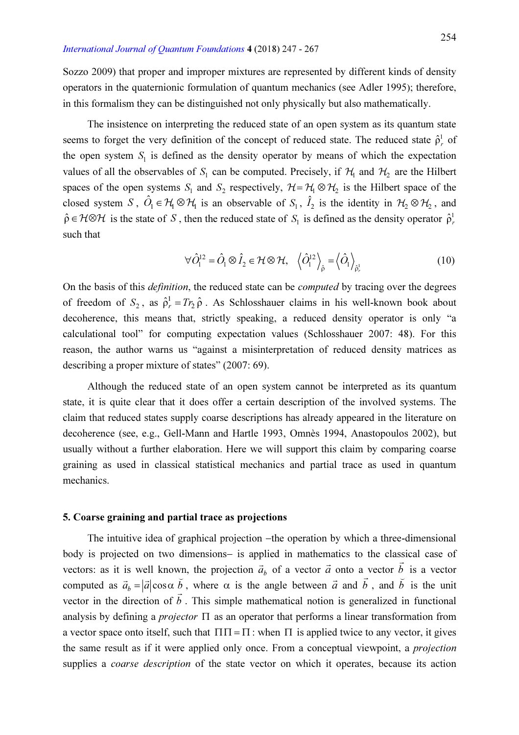Sozzo 2009) that proper and improper mixtures are represented by different kinds of density operators in the quaternionic formulation of quantum mechanics (see Adler 1995); therefore, in this formalism they can be distinguished not only physically but also mathematically.

The insistence on interpreting the reduced state of an open system as its quantum state seems to forget the very definition of the concept of reduced state. The reduced state $\hat{\rho}_r^1$ of the open system $S_1$ is defined as the density operator by means of which the expectation values of all the observables of $S_1$ can be computed. Precisely, if $\mathcal{H}_1$ and $\mathcal{H}_2$ are the Hilbert spaces of the open systems $S_1$ and $S_2$ respectively, $\mathcal{H} = \mathcal{H}_1 \otimes \mathcal{H}_2$ is the Hilbert space of the closed system $S$, $\hat{O}_1 \in \mathcal{H}_1 \otimes \mathcal{H}_1$ is an observable of $S_1$, $\hat{I}_2$ is the identity in $\mathcal{H}_2 \otimes \mathcal{H}_2$, and $\hat{\rho} \in \mathcal{H} \otimes \mathcal{H}$ is the state of $S$, then the reduced state of $S_1$ is defined as the density operator $\hat{\rho}_r^1$ such that

$$\forall \hat{O}_1^{12} = \hat{O}_1 \otimes \hat{I}_2 \in \mathcal{H} \otimes \mathcal{H}, \quad \left\langle \hat{O}_1^{12} \right\rangle_{\hat{\rho}} = \left\langle \hat{O}_1 \right\rangle_{\hat{\rho}_r^1} \tag{10}$$

On the basis of this *definition*, the reduced state can be *computed* by tracing over the degrees of freedom of $S_2$, as $\hat{\rho}_r^1 = Tr_2\, \hat{\rho}$. As Schlosshauer claims in his well-known book about decoherence, this means that, strictly speaking, a reduced density operator is only "a calculational tool" for computing expectation values (Schlosshauer 2007: 48). For this reason, the author warns us "against a misinterpretation of reduced density matrices as describing a proper mixture of states" (2007: 69).

Although the reduced state of an open system cannot be interpreted as its quantum state, it is quite clear that it does offer a certain description of the involved systems. The claim that reduced states supply coarse descriptions has already appeared in the literature on decoherence (see, e.g., Gell-Mann and Hartle 1993, Omnès 1994, Anastopoulos 2002), but usually without a further elaboration. Here we will support this claim by comparing coarse graining as used in classical statistical mechanics and partial trace as used in quantum mechanics.

## 5. Coarse graining and partial trace as projections

The intuitive idea of graphical projection –the operation by which a three-dimensional body is projected on two dimensions– is applied in mathematics to the classical case of vectors: as it is well known, the projection $\vec{a}_b$ of a vector $\vec{a}$ onto a vector $\vec{b}$ is a vector computed as $\vec{a}_b = |\vec{a}| \cos\alpha\, \breve{b}$, where $\alpha$ is the angle between $\vec{a}$ and $\vec{b}$, and $\breve{b}$ is the unit vector in the direction of $\vec{b}$. This simple mathematical notion is generalized in functional analysis by defining a *projector* $\Pi$ as an operator that performs a linear transformation from a vector space onto itself, such that $\Pi\Pi = \Pi$: when $\Pi$ is applied twice to any vector, it gives the same result as if it were applied only once. From a conceptual viewpoint, a *projection* supplies a *coarse description* of the state vector on which it operates, because its action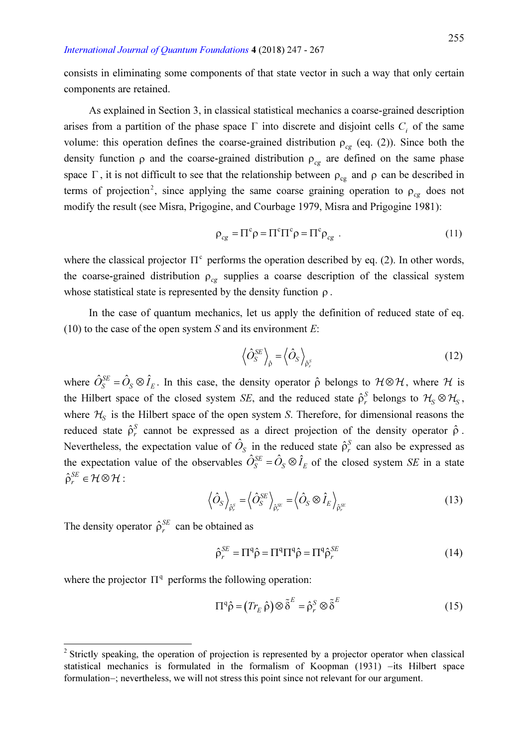consists in eliminating some components of that state vector in such a way that only certain components are retained.

As explained in Section 3, in classical statistical mechanics a coarse-grained description arises from a partition of the phase space $\Gamma$ into discrete and disjoint cells $C_i$ of the same volume: this operation defines the coarse-grained distribution $\rho_{cg}$ (eq. (2)). Since both the density function $\rho$ and the coarse-grained distribution $\rho_{cg}$ are defined on the same phase space $\Gamma$, it is not difficult to see that the relationship between $\rho_{cg}$ and $\rho$ can be described in terms of projection[2], since applying the same coarse graining operation to $\rho_{cg}$ does not modify the result (see Misra, Prigogine, and Courbage 1979, Misra and Prigogine 1981):

$$\rho_{cg} = \Pi^c \rho = \Pi^c \Pi^c \rho = \Pi^c \rho_{cg} \ . \tag{11}$$

where the classical projector $\Pi^c$ performs the operation described by eq. (2). In other words, the coarse-grained distribution $\rho_{cg}$ supplies a coarse description of the classical system whose statistical state is represented by the density function $\rho$.

In the case of quantum mechanics, let us apply the definition of reduced state of eq. (10) to the case of the open system *S* and its environment *E*:

$$\left\langle \hat{O}_S^{SE} \right\rangle_{\hat{\rho}} = \left\langle \hat{O}_S \right\rangle_{\hat{\rho}_r^S} \tag{12}$$

where $\hat{O}_S^{SE} = \hat{O}_S \otimes \hat{I}_E$. In this case, the density operator $\hat{\rho}$ belongs to $\mathcal{H} \otimes \mathcal{H}$, where $\mathcal{H}$ is the Hilbert space of the closed system *SE*, and the reduced state $\hat{\rho}_r^S$ belongs to $\mathcal{H}_S \otimes \mathcal{H}_S$, where $\mathcal{H}_S$ is the Hilbert space of the open system *S*. Therefore, for dimensional reasons the reduced state $\hat{\rho}_r^S$ cannot be expressed as a direct projection of the density operator $\hat{\rho}$. Nevertheless, the expectation value of $\hat{O}_S$ in the reduced state $\hat{\rho}_r^S$ can also be expressed as the expectation value of the observables $\hat{O}_S^{SE} = \hat{O}_S \otimes \hat{I}_E$ of the closed system *SE* in a state $\hat{\rho}_r^{SE} \in \mathcal{H} \otimes \mathcal{H}$:

$$\left\langle \hat{O}_S \right\rangle_{\hat{\rho}_r^S} = \left\langle \hat{O}_S^{SE} \right\rangle_{\hat{\rho}_r^{SE}} = \left\langle \hat{O}_S \otimes \hat{I}_E \right\rangle_{\hat{\rho}_r^{SE}} \tag{13}$$

The density operator $\hat{\rho}_r^{SE}$ can be obtained as

$$\hat{\rho}_r^{SE} = \Pi^q \hat{\rho} = \Pi^q \Pi^q \hat{\rho} = \Pi^q \hat{\rho}_r^{SE} \tag{14}$$

where the projector $\Pi^q$ performs the following operation:

$$\Pi^q \hat{\rho} = \left( Tr_E \, \hat{\rho} \right) \otimes \tilde{\delta}^E = \hat{\rho}_r^S \otimes \tilde{\delta}^E \tag{15}$$

[2] Strictly speaking, the operation of projection is represented by a projector operator when classical statistical mechanics is formulated in the formalism of Koopman (1931) –its Hilbert space formulation–; nevertheless, we will not stress this point since not relevant for our argument.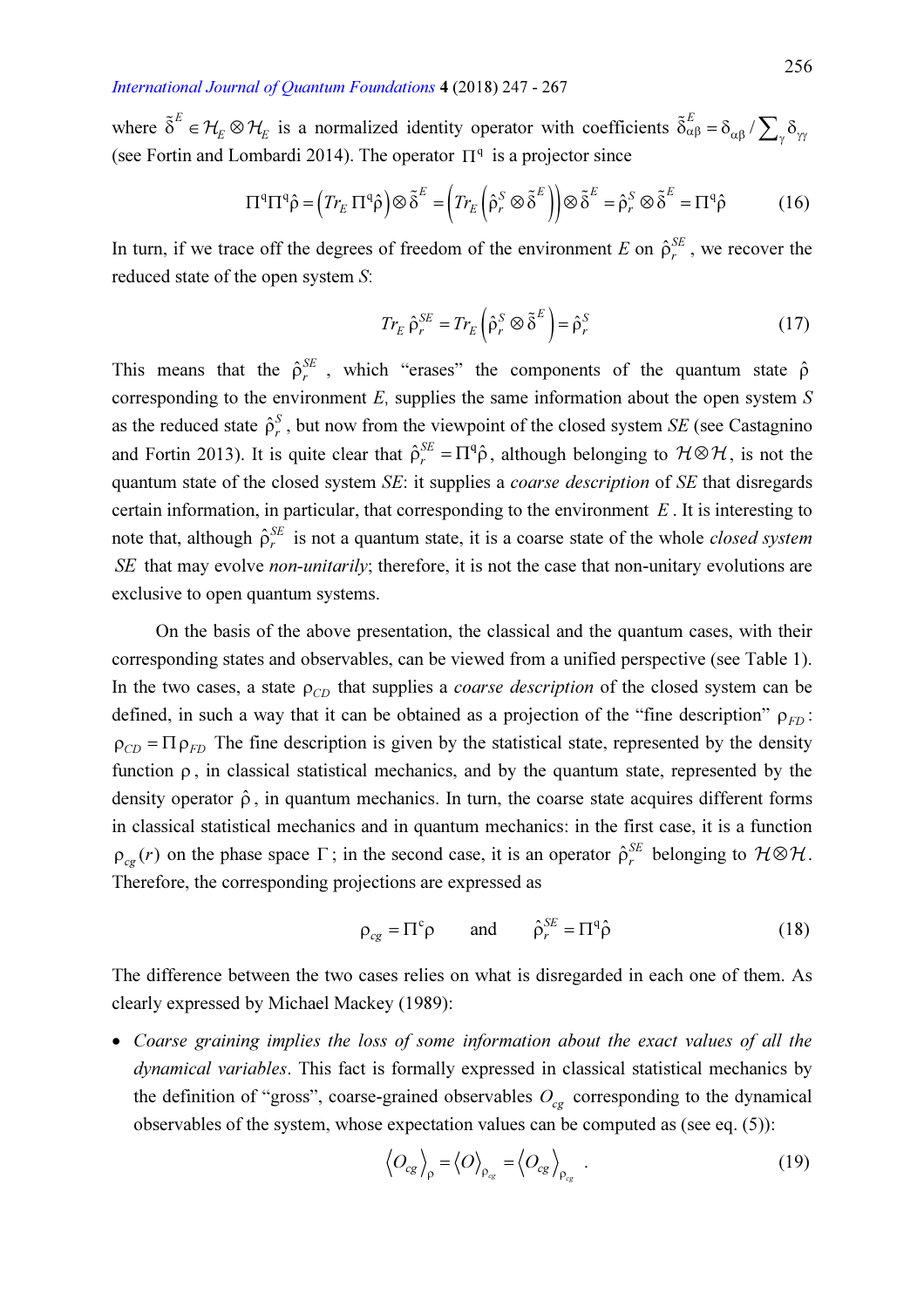where $\tilde{\delta}^E \in \mathcal{H}_E \otimes \mathcal{H}_E$ is a normalized identity operator with coefficients $\tilde{\delta}^E_{\alpha\beta} = \delta_{\alpha\beta} / \sum_\gamma \delta_{\gamma\gamma}$ (see Fortin and Lombardi 2014). The operator $\Pi^q$ is a projector since

$$\Pi^q \Pi^q \hat{\rho} = \left( Tr_E \, \Pi^q \hat{\rho} \right) \otimes \tilde{\delta}^E = \left( Tr_E \left( \hat{\rho}^S_r \otimes \tilde{\delta}^E \right) \right) \otimes \tilde{\delta}^E = \hat{\rho}^S_r \otimes \tilde{\delta}^E = \Pi^q \hat{\rho} \tag{16}$$

In turn, if we trace off the degrees of freedom of the environment $E$ on $\hat{\rho}^{SE}_r$, we recover the reduced state of the open system $S$:

$$Tr_E \, \hat{\rho}^{SE}_r = Tr_E \left( \hat{\rho}^S_r \otimes \tilde{\delta}^E \right) = \hat{\rho}^S_r \tag{17}$$

This means that the $\hat{\rho}^{SE}_r$, which "erases" the components of the quantum state $\hat{\rho}$ corresponding to the environment $E$, supplies the same information about the open system $S$ as the reduced state $\hat{\rho}^S_r$, but now from the viewpoint of the closed system $SE$ (see Castagnino and Fortin 2013). It is quite clear that $\hat{\rho}^{SE}_r = \Pi^q \hat{\rho}$, although belonging to $\mathcal{H} \otimes \mathcal{H}$, is not the quantum state of the closed system $SE$: it supplies a *coarse description* of $SE$ that disregards certain information, in particular, that corresponding to the environment $E$. It is interesting to note that, although $\hat{\rho}^{SE}_r$ is not a quantum state, it is a coarse state of the whole *closed system* $SE$ that may evolve *non-unitarily*; therefore, it is not the case that non-unitary evolutions are exclusive to open quantum systems.

On the basis of the above presentation, the classical and the quantum cases, with their corresponding states and observables, can be viewed from a unified perspective (see Table 1). In the two cases, a state $\rho_{CD}$ that supplies a *coarse description* of the closed system can be defined, in such a way that it can be obtained as a projection of the "fine description" $\rho_{FD}$: $\rho_{CD} = \Pi \rho_{FD}$ The fine description is given by the statistical state, represented by the density function $\rho$, in classical statistical mechanics, and by the quantum state, represented by the density operator $\hat{\rho}$, in quantum mechanics. In turn, the coarse state acquires different forms in classical statistical mechanics and in quantum mechanics: in the first case, it is a function $\rho_{cg}(r)$ on the phase space $\Gamma$; in the second case, it is an operator $\hat{\rho}^{SE}_r$ belonging to $\mathcal{H} \otimes \mathcal{H}$. Therefore, the corresponding projections are expressed as

$$\rho_{cg} = \Pi^c \rho \qquad \text{and} \qquad \hat{\rho}^{SE}_r = \Pi^q \hat{\rho} \tag{18}$$

The difference between the two cases relies on what is disregarded in each one of them. As clearly expressed by Michael Mackey (1989):

- *Coarse graining implies the loss of some information about the exact values of all the dynamical variables*. This fact is formally expressed in classical statistical mechanics by the definition of "gross", coarse-grained observables $O_{cg}$ corresponding to the dynamical observables of the system, whose expectation values can be computed as (see eq. (5)):

$$\langle O_{cg} \rangle_\rho = \langle O \rangle_{\rho_{cg}} = \langle O_{cg} \rangle_{\rho_{cg}} \; . \tag{19}$$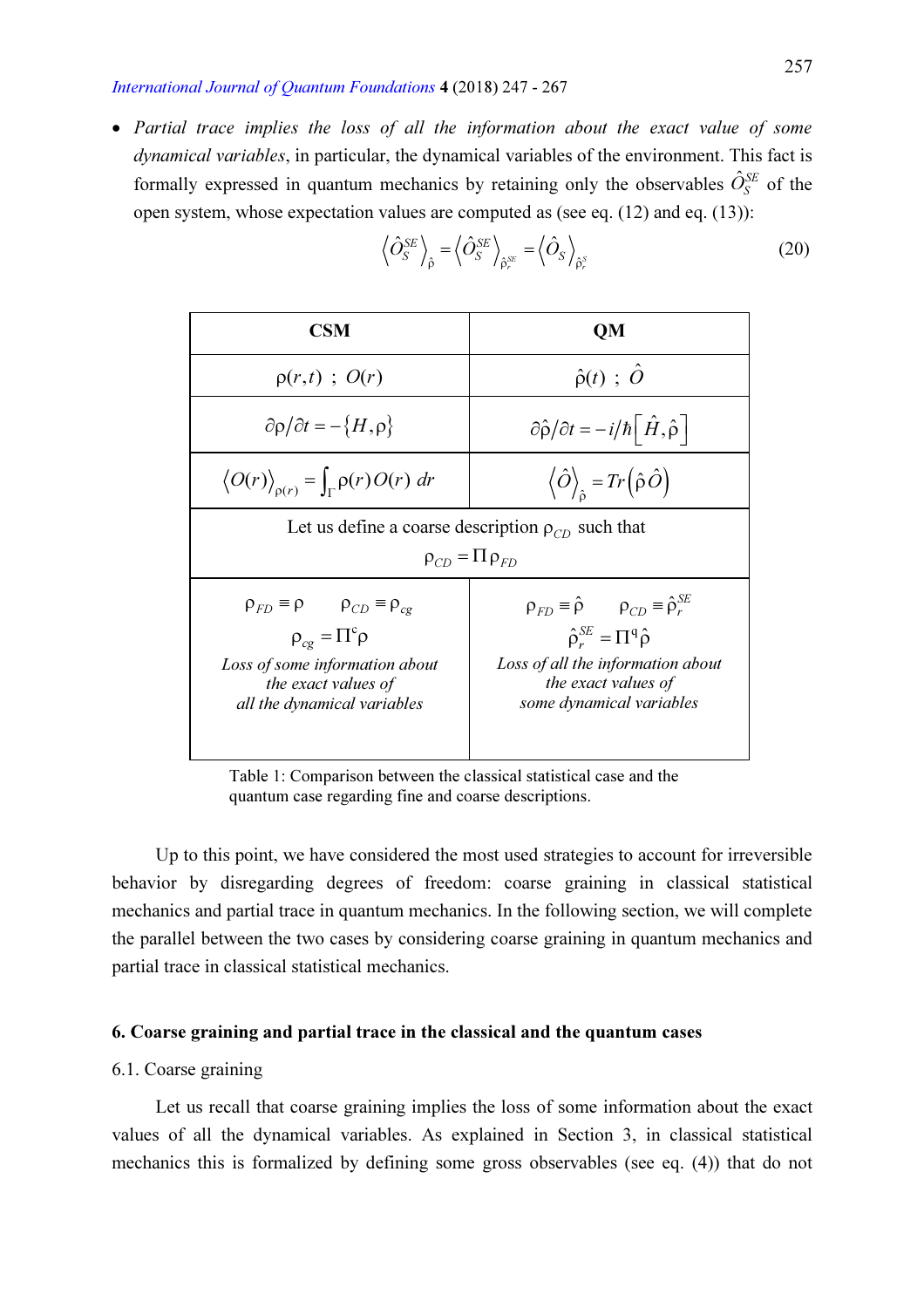- *Partial trace implies the loss of all the information about the exact value of some dynamical variables*, in particular, the dynamical variables of the environment. This fact is formally expressed in quantum mechanics by retaining only the observables $\hat{O}_S^{SE}$ of the open system, whose expectation values are computed as (see eq. (12) and eq. (13)):

$$\left\langle \hat{O}_S^{SE} \right\rangle_{\hat{\rho}} = \left\langle \hat{O}_S^{SE} \right\rangle_{\hat{\rho}_r^{SE}} = \left\langle \hat{O}_S \right\rangle_{\hat{\rho}_r^S} \tag{20}$$

| CSM | QM |
|---|---|
| $\rho(r,t)\ ;\ O(r)$ | $\hat{\rho}(t)\ ;\ \hat{O}$ |
| $\partial\rho/\partial t = -\{H,\rho\}$ | $\partial\hat{\rho}/\partial t = -i/\hbar\left[\hat{H},\hat{\rho}\right]$ |
| $\langle O(r)\rangle_{\rho(r)} = \int_\Gamma \rho(r)O(r)\, dr$ | $\langle \hat{O}\rangle_{\hat{\rho}} = Tr\left(\hat{\rho}\hat{O}\right)$ |
| Let us define a coarse description $\rho_{CD}$ such that $\rho_{CD} = \Pi\rho_{FD}$ | |
| $\rho_{FD} \equiv \rho \quad \rho_{CD} \equiv \rho_{cg}$ <br> $\rho_{cg} = \Pi^c\rho$ <br> *Loss of some information about the exact values of all the dynamical variables* | $\rho_{FD} \equiv \hat{\rho} \quad \rho_{CD} \equiv \hat{\rho}_r^{SE}$ <br> $\hat{\rho}_r^{SE} = \Pi^q\hat{\rho}$ <br> *Loss of all the information about the exact values of some dynamical variables* |

Table 1: Comparison between the classical statistical case and the quantum case regarding fine and coarse descriptions.

Up to this point, we have considered the most used strategies to account for irreversible behavior by disregarding degrees of freedom: coarse graining in classical statistical mechanics and partial trace in quantum mechanics. In the following section, we will complete the parallel between the two cases by considering coarse graining in quantum mechanics and partial trace in classical statistical mechanics.

## 6. Coarse graining and partial trace in the classical and the quantum cases

### 6.1. Coarse graining

Let us recall that coarse graining implies the loss of some information about the exact values of all the dynamical variables. As explained in Section 3, in classical statistical mechanics this is formalized by defining some gross observables (see eq. (4)) that do not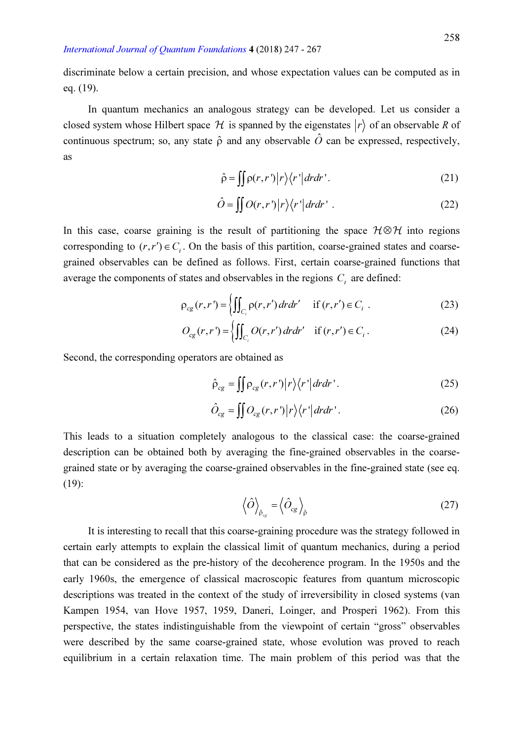discriminate below a certain precision, and whose expectation values can be computed as in eq. (19).

In quantum mechanics an analogous strategy can be developed. Let us consider a closed system whose Hilbert space $\mathcal{H}$ is spanned by the eigenstates $|r\rangle$ of an observable $R$ of continuous spectrum; so, any state $\hat{\rho}$ and any observable $\hat{O}$ can be expressed, respectively, as

$$\hat{\rho} = \iint \rho(r,r')\,|r\rangle\langle r'|\,dr\,dr' . \tag{21}$$

$$\hat{O} = \iint O(r,r')\,|r\rangle\langle r'|\,dr\,dr' . \tag{22}$$

In this case, coarse graining is the result of partitioning the space $\mathcal{H}\otimes\mathcal{H}$ into regions corresponding to $(r,r') \in C_i$. On the basis of this partition, coarse-grained states and coarse-grained observables can be defined as follows. First, certain coarse-grained functions that average the components of states and observables in the regions $C_i$ are defined:

$$\rho_{cg}(r,r') = \left\{ \iint_{C_i} \rho(r,r')\,dr\,dr' \quad \text{if } (r,r') \in C_i \right. . \tag{23}$$

$$O_{cg}(r,r') = \left\{ \iint_{C_i} O(r,r')\,dr\,dr' \quad \text{if } (r,r') \in C_i \right. . \tag{24}$$

Second, the corresponding operators are obtained as

$$\hat{\rho}_{cg} = \iint \rho_{cg}(r,r')\,|r\rangle\langle r'|\,dr\,dr' . \tag{25}$$

$$\hat{O}_{cg} = \iint O_{cg}(r,r')\,|r\rangle\langle r'|\,dr\,dr' . \tag{26}$$

This leads to a situation completely analogous to the classical case: the coarse-grained description can be obtained both by averaging the fine-grained observables in the coarse-grained state or by averaging the coarse-grained observables in the fine-grained state (see eq. (19):

$$\langle \hat{O} \rangle_{\hat{\rho}_{cg}} = \langle \hat{O}_{cg} \rangle_{\hat{\rho}} \tag{27}$$

It is interesting to recall that this coarse-graining procedure was the strategy followed in certain early attempts to explain the classical limit of quantum mechanics, during a period that can be considered as the pre-history of the decoherence program. In the 1950s and the early 1960s, the emergence of classical macroscopic features from quantum microscopic descriptions was treated in the context of the study of irreversibility in closed systems (van Kampen 1954, van Hove 1957, 1959, Daneri, Loinger, and Prosperi 1962). From this perspective, the states indistinguishable from the viewpoint of certain "gross" observables were described by the same coarse-grained state, whose evolution was proved to reach equilibrium in a certain relaxation time. The main problem of this period was that the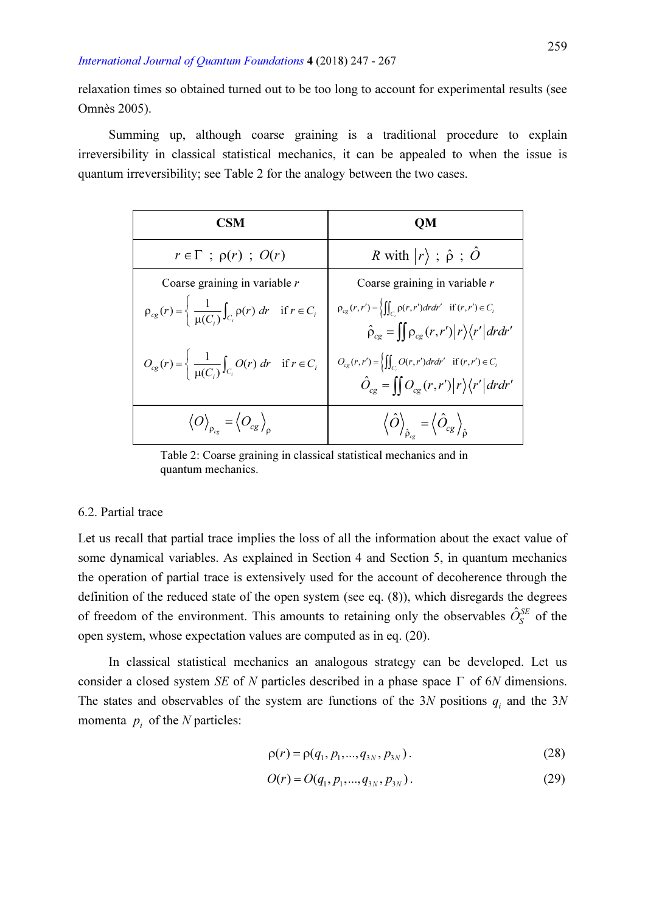relaxation times so obtained turned out to be too long to account for experimental results (see Omnès 2005).

Summing up, although coarse graining is a traditional procedure to explain irreversibility in classical statistical mechanics, it can be appealed to when the issue is quantum irreversibility; see Table 2 for the analogy between the two cases.

| **CSM** | **QM** |
|---|---|
| $r \in \Gamma$ ; $\rho(r)$ ; $O(r)$ | $R$ with $\|r\rangle$ ; $\hat{\rho}$ ; $\hat{O}$ |
| Coarse graining in variable $r$ <br> $\rho_{cg}(r) = \left\{ \dfrac{1}{\mu(C_i)} \int_{C_i} \rho(r)\, dr \quad \text{if } r \in C_i \right.$ <br> $O_{cg}(r) = \left\{ \dfrac{1}{\mu(C_i)} \int_{C_i} O(r)\, dr \quad \text{if } r \in C_i \right.$ | Coarse graining in variable $r$ <br> $\rho_{cg}(r,r') = \left\{ \iint_{C_i} \rho(r,r') dr dr' \quad \text{if } (r,r') \in C_i \right.$ <br> $\hat{\rho}_{cg} = \iint \rho_{cg}(r,r') \|r\rangle\langle r'\| dr dr'$ <br> $O_{cg}(r,r') = \left\{ \iint_{C_i} O(r,r') dr dr' \quad \text{if } (r,r') \in C_i \right.$ <br> $\hat{O}_{cg} = \iint O_{cg}(r,r') \|r\rangle\langle r'\| dr dr'$ |
| $\langle O \rangle_{\rho_{cg}} = \langle O_{cg} \rangle_{\rho}$ | $\langle \hat{O} \rangle_{\hat{\rho}_{cg}} = \langle \hat{O}_{cg} \rangle_{\hat{\rho}}$ |

Table 2: Coarse graining in classical statistical mechanics and in quantum mechanics.

### 6.2. Partial trace

Let us recall that partial trace implies the loss of all the information about the exact value of some dynamical variables. As explained in Section 4 and Section 5, in quantum mechanics the operation of partial trace is extensively used for the account of decoherence through the definition of the reduced state of the open system (see eq. (8)), which disregards the degrees of freedom of the environment. This amounts to retaining only the observables $\hat{O}_S^{SE}$ of the open system, whose expectation values are computed as in eq. (20).

In classical statistical mechanics an analogous strategy can be developed. Let us consider a closed system $SE$ of $N$ particles described in a phase space $\Gamma$ of $6N$ dimensions. The states and observables of the system are functions of the $3N$ positions $q_i$ and the $3N$ momenta $p_i$ of the $N$ particles:

$$\rho(r) = \rho(q_1, p_1, ..., q_{3N}, p_{3N}) . \tag{28}$$

$$O(r) = O(q_1, p_1, ..., q_{3N}, p_{3N}) . \tag{29}$$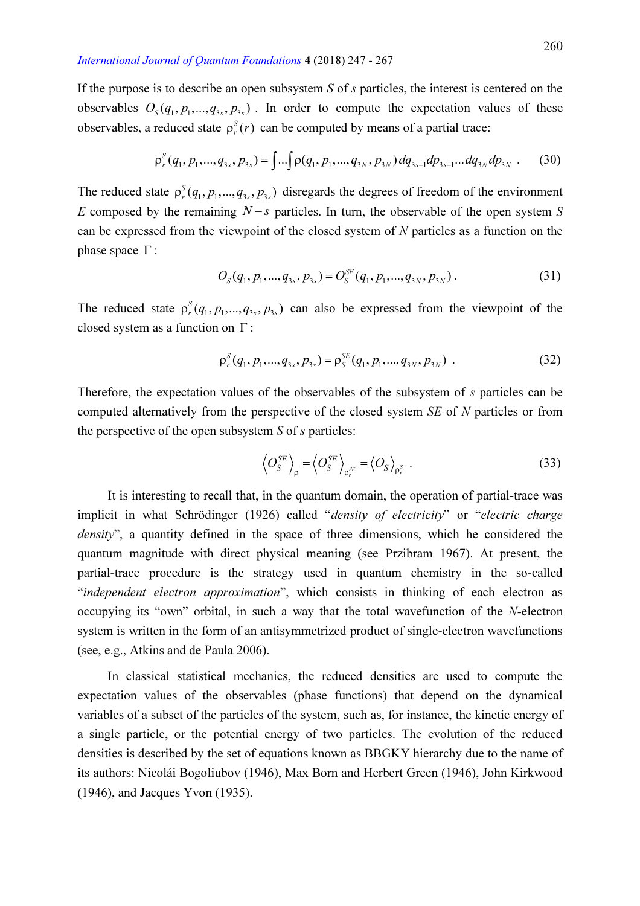If the purpose is to describe an open subsystem $S$ of $s$ particles, the interest is centered on the observables $O_S(q_1, p_1, ..., q_{3s}, p_{3s})$. In order to compute the expectation values of these observables, a reduced state $\rho_r^S(r)$ can be computed by means of a partial trace:

$$\rho_r^S(q_1, p_1, ..., q_{3s}, p_{3s}) = \int ... \int \rho(q_1, p_1, ..., q_{3N}, p_{3N}) \, dq_{3s+1} dp_{3s+1} ... dq_{3N} dp_{3N} \quad . \tag{30}$$

The reduced state $\rho_r^S(q_1, p_1, ..., q_{3s}, p_{3s})$ disregards the degrees of freedom of the environment $E$ composed by the remaining $N-s$ particles. In turn, the observable of the open system $S$ can be expressed from the viewpoint of the closed system of $N$ particles as a function on the phase space $\Gamma$:

$$O_S(q_1, p_1, ..., q_{3s}, p_{3s}) = O_S^{SE}(q_1, p_1, ..., q_{3N}, p_{3N}) \, . \tag{31}$$

The reduced state $\rho_r^S(q_1, p_1, ..., q_{3s}, p_{3s})$ can also be expressed from the viewpoint of the closed system as a function on $\Gamma$:

$$\rho_r^S(q_1, p_1, ..., q_{3s}, p_{3s}) = \rho_S^{SE}(q_1, p_1, ..., q_{3N}, p_{3N}) \quad . \tag{32}$$

Therefore, the expectation values of the observables of the subsystem of $s$ particles can be computed alternatively from the perspective of the closed system $SE$ of $N$ particles or from the perspective of the open subsystem $S$ of $s$ particles:

$$\left\langle O_S^{SE} \right\rangle_\rho = \left\langle O_S^{SE} \right\rangle_{\rho_S^{SE}} = \left\langle O_S \right\rangle_{\rho_r^S} \quad . \tag{33}$$

It is interesting to recall that, in the quantum domain, the operation of partial-trace was implicit in what Schrödinger (1926) called "*density of electricity*" or "*electric charge density*", a quantity defined in the space of three dimensions, which he considered the quantum magnitude with direct physical meaning (see Przibram 1967). At present, the partial-trace procedure is the strategy used in quantum chemistry in the so-called "*independent electron approximation*", which consists in thinking of each electron as occupying its "own" orbital, in such a way that the total wavefunction of the $N$-electron system is written in the form of an antisymmetrized product of single-electron wavefunctions (see, e.g., Atkins and de Paula 2006).

In classical statistical mechanics, the reduced densities are used to compute the expectation values of the observables (phase functions) that depend on the dynamical variables of a subset of the particles of the system, such as, for instance, the kinetic energy of a single particle, or the potential energy of two particles. The evolution of the reduced densities is described by the set of equations known as BBGKY hierarchy due to the name of its authors: Nicolái Bogoliubov (1946), Max Born and Herbert Green (1946), John Kirkwood (1946), and Jacques Yvon (1935).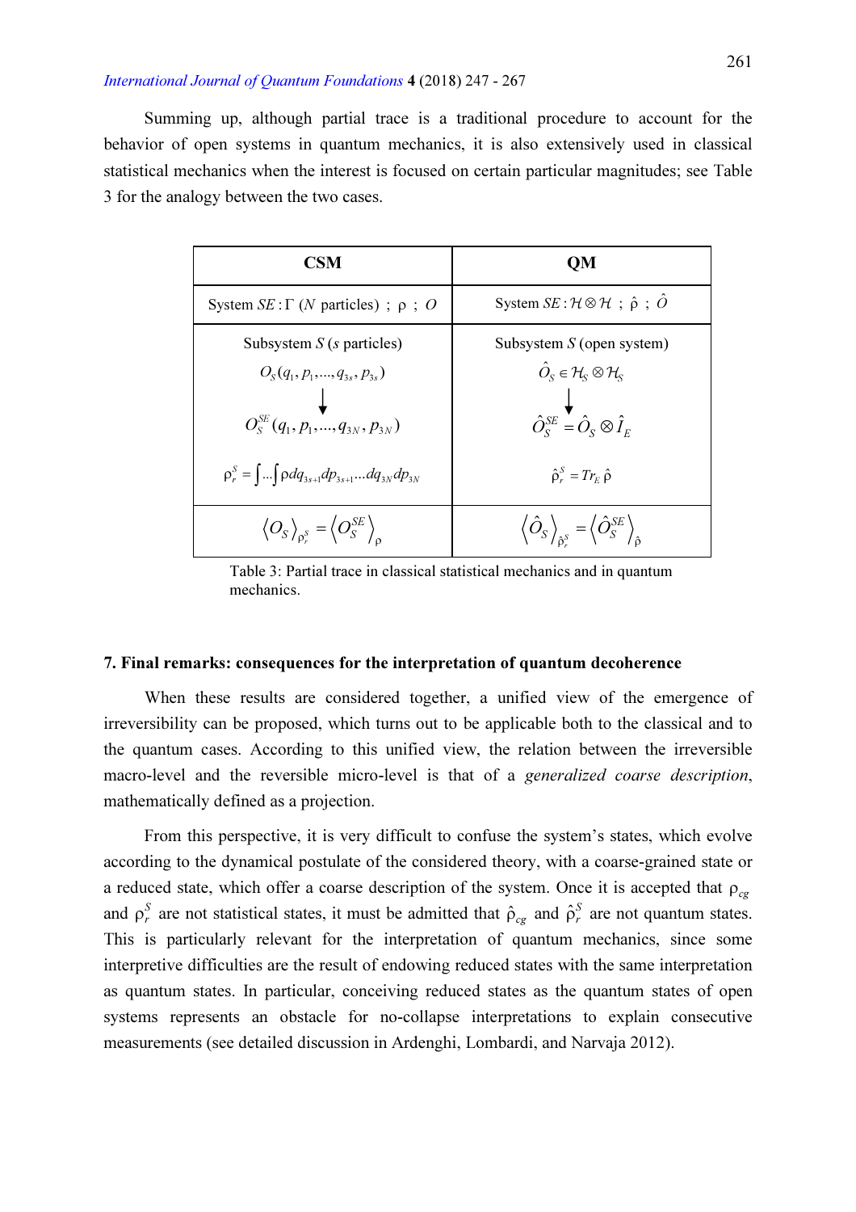Summing up, although partial trace is a traditional procedure to account for the behavior of open systems in quantum mechanics, it is also extensively used in classical statistical mechanics when the interest is focused on certain particular magnitudes; see Table 3 for the analogy between the two cases.

| CSM | QM |
|---|---|
| System $SE : \Gamma$ ($N$ particles) ; $\rho$ ; $O$ | System $SE : \mathcal{H} \otimes \mathcal{H}$ ; $\hat{\rho}$ ; $\hat{O}$ |
| Subsystem $S$ ($s$ particles)<br>$O_S(q_1, p_1, ..., q_{3s}, p_{3s})$<br>$\downarrow$<br>$O_S^{SE}(q_1, p_1, ..., q_{3N}, p_{3N})$<br>$\rho_r^S = \int ... \int \rho \, dq_{3s+1} dp_{3s+1} ... dq_{3N} dp_{3N}$ | Subsystem $S$ (open system)<br>$\hat{O}_S \in \mathcal{H}_S \otimes \mathcal{H}_S$<br>$\downarrow$<br>$\hat{O}_S^{SE} = \hat{O}_S \otimes \hat{I}_E$<br>$\hat{\rho}_r^S = Tr_E \, \hat{\rho}$ |
| $\langle O_S \rangle_{\rho_r^S} = \langle O_S^{SE} \rangle_{\rho}$ | $\langle \hat{O}_S \rangle_{\hat{\rho}_r^S} = \langle \hat{O}_S^{SE} \rangle_{\hat{\rho}}$ |

Table 3: Partial trace in classical statistical mechanics and in quantum mechanics.

## 7. Final remarks: consequences for the interpretation of quantum decoherence

When these results are considered together, a unified view of the emergence of irreversibility can be proposed, which turns out to be applicable both to the classical and to the quantum cases. According to this unified view, the relation between the irreversible macro-level and the reversible micro-level is that of a *generalized coarse description*, mathematically defined as a projection.

From this perspective, it is very difficult to confuse the system's states, which evolve according to the dynamical postulate of the considered theory, with a coarse-grained state or a reduced state, which offer a coarse description of the system. Once it is accepted that $\rho_{cg}$ and $\rho_r^S$ are not statistical states, it must be admitted that $\hat{\rho}_{cg}$ and $\hat{\rho}_r^S$ are not quantum states. This is particularly relevant for the interpretation of quantum mechanics, since some interpretive difficulties are the result of endowing reduced states with the same interpretation as quantum states. In particular, conceiving reduced states as the quantum states of open systems represents an obstacle for no-collapse interpretations to explain consecutive measurements (see detailed discussion in Ardenghi, Lombardi, and Narvaja 2012).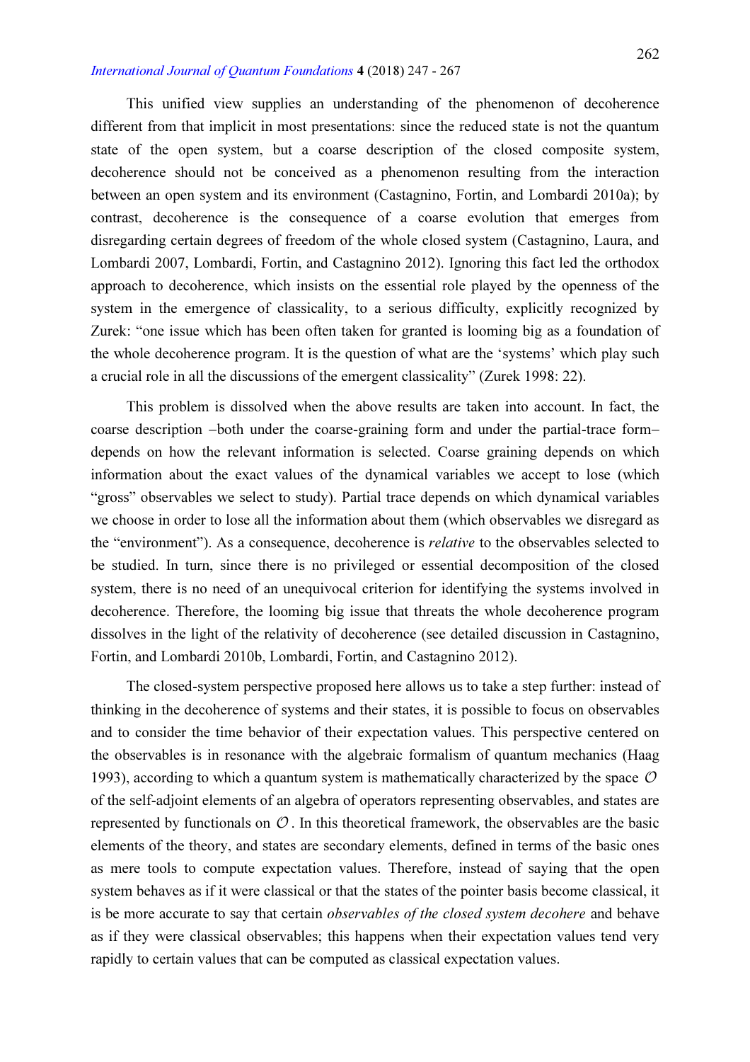This unified view supplies an understanding of the phenomenon of decoherence different from that implicit in most presentations: since the reduced state is not the quantum state of the open system, but a coarse description of the closed composite system, decoherence should not be conceived as a phenomenon resulting from the interaction between an open system and its environment (Castagnino, Fortin, and Lombardi 2010a); by contrast, decoherence is the consequence of a coarse evolution that emerges from disregarding certain degrees of freedom of the whole closed system (Castagnino, Laura, and Lombardi 2007, Lombardi, Fortin, and Castagnino 2012). Ignoring this fact led the orthodox approach to decoherence, which insists on the essential role played by the openness of the system in the emergence of classicality, to a serious difficulty, explicitly recognized by Zurek: "one issue which has been often taken for granted is looming big as a foundation of the whole decoherence program. It is the question of what are the 'systems' which play such a crucial role in all the discussions of the emergent classicality" (Zurek 1998: 22).

This problem is dissolved when the above results are taken into account. In fact, the coarse description –both under the coarse-graining form and under the partial-trace form– depends on how the relevant information is selected. Coarse graining depends on which information about the exact values of the dynamical variables we accept to lose (which "gross" observables we select to study). Partial trace depends on which dynamical variables we choose in order to lose all the information about them (which observables we disregard as the "environment"). As a consequence, decoherence is *relative* to the observables selected to be studied. In turn, since there is no privileged or essential decomposition of the closed system, there is no need of an unequivocal criterion for identifying the systems involved in decoherence. Therefore, the looming big issue that threats the whole decoherence program dissolves in the light of the relativity of decoherence (see detailed discussion in Castagnino, Fortin, and Lombardi 2010b, Lombardi, Fortin, and Castagnino 2012).

The closed-system perspective proposed here allows us to take a step further: instead of thinking in the decoherence of systems and their states, it is possible to focus on observables and to consider the time behavior of their expectation values. This perspective centered on the observables is in resonance with the algebraic formalism of quantum mechanics (Haag 1993), according to which a quantum system is mathematically characterized by the space $\mathcal{O}$ of the self-adjoint elements of an algebra of operators representing observables, and states are represented by functionals on $\mathcal{O}$. In this theoretical framework, the observables are the basic elements of the theory, and states are secondary elements, defined in terms of the basic ones as mere tools to compute expectation values. Therefore, instead of saying that the open system behaves as if it were classical or that the states of the pointer basis become classical, it is be more accurate to say that certain *observables of the closed system decohere* and behave as if they were classical observables; this happens when their expectation values tend very rapidly to certain values that can be computed as classical expectation values.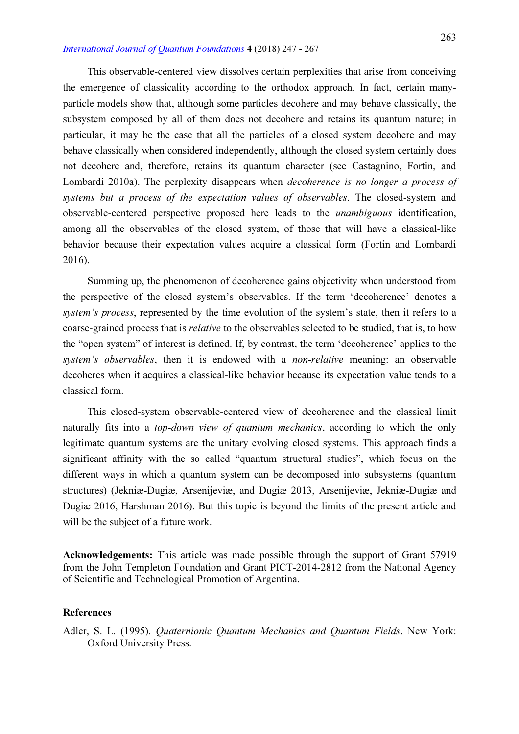This observable-centered view dissolves certain perplexities that arise from conceiving the emergence of classicality according to the orthodox approach. In fact, certain many-particle models show that, although some particles decohere and may behave classically, the subsystem composed by all of them does not decohere and retains its quantum nature; in particular, it may be the case that all the particles of a closed system decohere and may behave classically when considered independently, although the closed system certainly does not decohere and, therefore, retains its quantum character (see Castagnino, Fortin, and Lombardi 2010a). The perplexity disappears when *decoherence is no longer a process of systems but a process of the expectation values of observables*. The closed-system and observable-centered perspective proposed here leads to the *unambiguous* identification, among all the observables of the closed system, of those that will have a classical-like behavior because their expectation values acquire a classical form (Fortin and Lombardi 2016).

Summing up, the phenomenon of decoherence gains objectivity when understood from the perspective of the closed system's observables. If the term 'decoherence' denotes a *system's process*, represented by the time evolution of the system's state, then it refers to a coarse-grained process that is *relative* to the observables selected to be studied, that is, to how the "open system" of interest is defined. If, by contrast, the term 'decoherence' applies to the *system's observables*, then it is endowed with a *non-relative* meaning: an observable decoheres when it acquires a classical-like behavior because its expectation value tends to a classical form.

This closed-system observable-centered view of decoherence and the classical limit naturally fits into a *top-down view of quantum mechanics*, according to which the only legitimate quantum systems are the unitary evolving closed systems. This approach finds a significant affinity with the so called "quantum structural studies", which focus on the different ways in which a quantum system can be decomposed into subsystems (quantum structures) (Jekniæ-Dugiæ, Arsenijeviæ, and Dugiæ 2013, Arsenijeviæ, Jekniæ-Dugiæ and Dugiæ 2016, Harshman 2016). But this topic is beyond the limits of the present article and will be the subject of a future work.

**Acknowledgements:** This article was made possible through the support of Grant 57919 from the John Templeton Foundation and Grant PICT-2014-2812 from the National Agency of Scientific and Technological Promotion of Argentina.

## References

Adler, S. L. (1995). *Quaternionic Quantum Mechanics and Quantum Fields*. New York: Oxford University Press.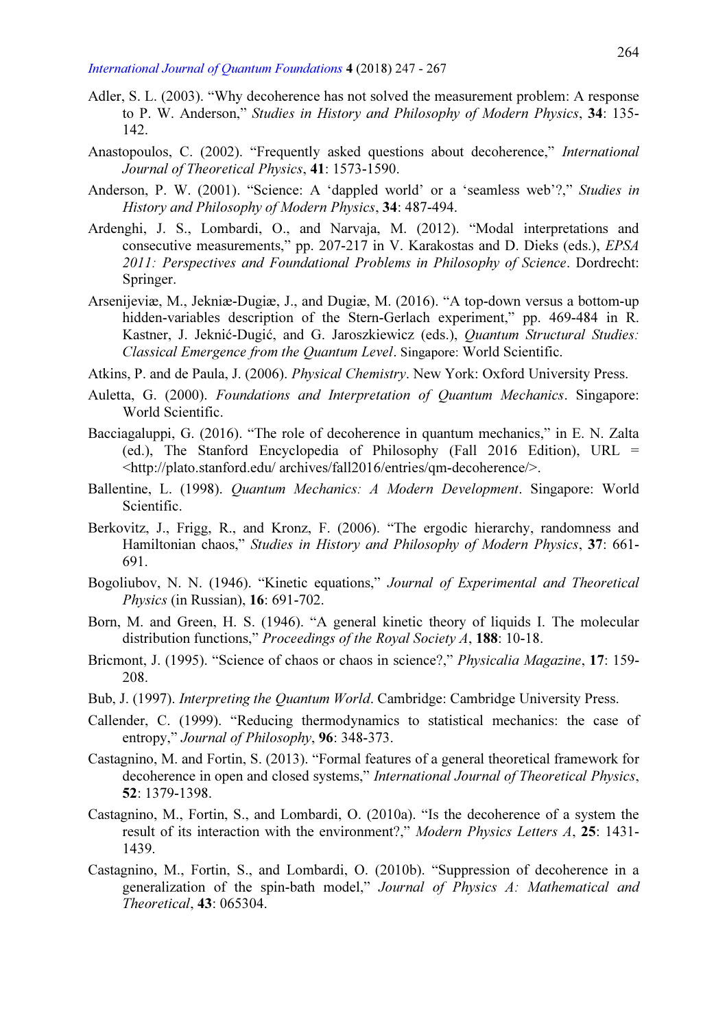Adler, S. L. (2003). "Why decoherence has not solved the measurement problem: A response to P. W. Anderson," *Studies in History and Philosophy of Modern Physics*, **34**: 135-142.

Anastopoulos, C. (2002). "Frequently asked questions about decoherence," *International Journal of Theoretical Physics*, **41**: 1573-1590.

Anderson, P. W. (2001). "Science: A 'dappled world' or a 'seamless web'?," *Studies in History and Philosophy of Modern Physics*, **34**: 487-494.

Ardenghi, J. S., Lombardi, O., and Narvaja, M. (2012). "Modal interpretations and consecutive measurements," pp. 207-217 in V. Karakostas and D. Dieks (eds.), *EPSA 2011: Perspectives and Foundational Problems in Philosophy of Science*. Dordrecht: Springer.

Arsenijeviæ, M., Jekniæ-Dugiæ, J., and Dugiæ, M. (2016). "A top-down versus a bottom-up hidden-variables description of the Stern-Gerlach experiment," pp. 469-484 in R. Kastner, J. Jeknić-Dugić, and G. Jaroszkiewicz (eds.), *Quantum Structural Studies: Classical Emergence from the Quantum Level*. Singapore: World Scientific.

Atkins, P. and de Paula, J. (2006). *Physical Chemistry*. New York: Oxford University Press.

Auletta, G. (2000). *Foundations and Interpretation of Quantum Mechanics*. Singapore: World Scientific.

Bacciagaluppi, G. (2016). "The role of decoherence in quantum mechanics," in E. N. Zalta (ed.), The Stanford Encyclopedia of Philosophy (Fall 2016 Edition), URL = <http://plato.stanford.edu/ archives/fall2016/entries/qm-decoherence/>.

Ballentine, L. (1998). *Quantum Mechanics: A Modern Development*. Singapore: World Scientific.

Berkovitz, J., Frigg, R., and Kronz, F. (2006). "The ergodic hierarchy, randomness and Hamiltonian chaos," *Studies in History and Philosophy of Modern Physics*, **37**: 661-691.

Bogoliubov, N. N. (1946). "Kinetic equations," *Journal of Experimental and Theoretical Physics* (in Russian), **16**: 691-702.

Born, M. and Green, H. S. (1946). "A general kinetic theory of liquids I. The molecular distribution functions," *Proceedings of the Royal Society A*, **188**: 10-18.

Bricmont, J. (1995). "Science of chaos or chaos in science?," *Physicalia Magazine*, **17**: 159-208.

Bub, J. (1997). *Interpreting the Quantum World*. Cambridge: Cambridge University Press.

Callender, C. (1999). "Reducing thermodynamics to statistical mechanics: the case of entropy," *Journal of Philosophy*, **96**: 348-373.

Castagnino, M. and Fortin, S. (2013). "Formal features of a general theoretical framework for decoherence in open and closed systems," *International Journal of Theoretical Physics*, **52**: 1379-1398.

Castagnino, M., Fortin, S., and Lombardi, O. (2010a). "Is the decoherence of a system the result of its interaction with the environment?," *Modern Physics Letters A*, **25**: 1431-1439.

Castagnino, M., Fortin, S., and Lombardi, O. (2010b). "Suppression of decoherence in a generalization of the spin-bath model," *Journal of Physics A: Mathematical and Theoretical*, **43**: 065304.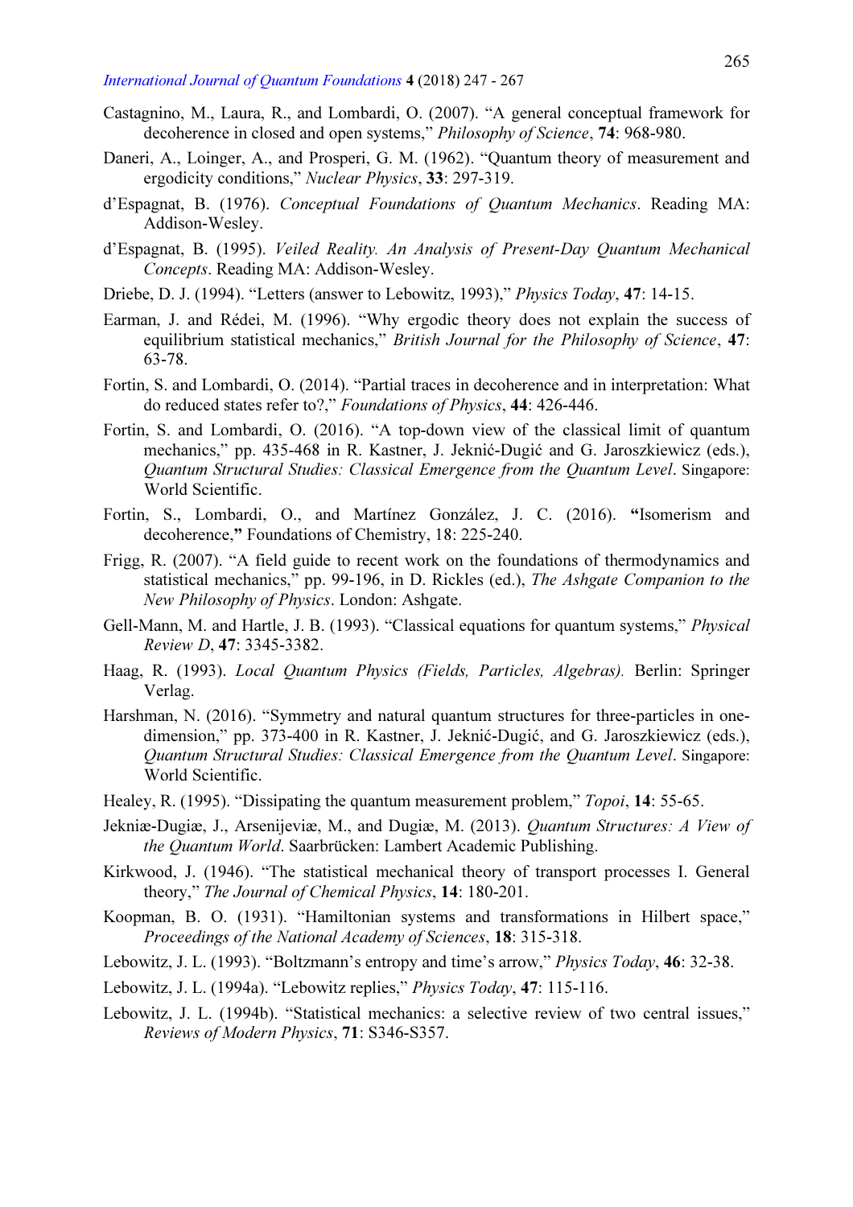Castagnino, M., Laura, R., and Lombardi, O. (2007). "A general conceptual framework for decoherence in closed and open systems," *Philosophy of Science*, **74**: 968-980.

Daneri, A., Loinger, A., and Prosperi, G. M. (1962). "Quantum theory of measurement and ergodicity conditions," *Nuclear Physics*, **33**: 297-319.

d'Espagnat, B. (1976). *Conceptual Foundations of Quantum Mechanics*. Reading MA: Addison-Wesley.

d'Espagnat, B. (1995). *Veiled Reality. An Analysis of Present-Day Quantum Mechanical Concepts*. Reading MA: Addison-Wesley.

Driebe, D. J. (1994). "Letters (answer to Lebowitz, 1993)," *Physics Today*, **47**: 14-15.

Earman, J. and Rédei, M. (1996). "Why ergodic theory does not explain the success of equilibrium statistical mechanics," *British Journal for the Philosophy of Science*, **47**: 63-78.

Fortin, S. and Lombardi, O. (2014). "Partial traces in decoherence and in interpretation: What do reduced states refer to?," *Foundations of Physics*, **44**: 426-446.

Fortin, S. and Lombardi, O. (2016). "A top-down view of the classical limit of quantum mechanics," pp. 435-468 in R. Kastner, J. Jeknić-Dugić and G. Jaroszkiewicz (eds.), *Quantum Structural Studies: Classical Emergence from the Quantum Level*. Singapore: World Scientific.

Fortin, S., Lombardi, O., and Martínez González, J. C. (2016). **"**Isomerism and decoherence,**"** Foundations of Chemistry, 18: 225-240.

Frigg, R. (2007). "A field guide to recent work on the foundations of thermodynamics and statistical mechanics," pp. 99-196, in D. Rickles (ed.), *The Ashgate Companion to the New Philosophy of Physics*. London: Ashgate.

Gell-Mann, M. and Hartle, J. B. (1993). "Classical equations for quantum systems," *Physical Review D*, **47**: 3345-3382.

Haag, R. (1993). *Local Quantum Physics (Fields, Particles, Algebras).* Berlin: Springer Verlag.

Harshman, N. (2016). "Symmetry and natural quantum structures for three-particles in one-dimension," pp. 373-400 in R. Kastner, J. Jeknić-Dugić, and G. Jaroszkiewicz (eds.), *Quantum Structural Studies: Classical Emergence from the Quantum Level*. Singapore: World Scientific.

Healey, R. (1995). "Dissipating the quantum measurement problem," *Topoi*, **14**: 55-65.

Jekniæ-Dugiæ, J., Arsenijeviæ, M., and Dugiæ, M. (2013). *Quantum Structures: A View of the Quantum World*. Saarbrücken: Lambert Academic Publishing.

Kirkwood, J. (1946). "The statistical mechanical theory of transport processes I. General theory," *The Journal of Chemical Physics*, **14**: 180-201.

Koopman, B. O. (1931). "Hamiltonian systems and transformations in Hilbert space," *Proceedings of the National Academy of Sciences*, **18**: 315-318.

Lebowitz, J. L. (1993). "Boltzmann's entropy and time's arrow," *Physics Today*, **46**: 32-38.

Lebowitz, J. L. (1994a). "Lebowitz replies," *Physics Today*, **47**: 115-116.

Lebowitz, J. L. (1994b). "Statistical mechanics: a selective review of two central issues," *Reviews of Modern Physics*, **71**: S346-S357.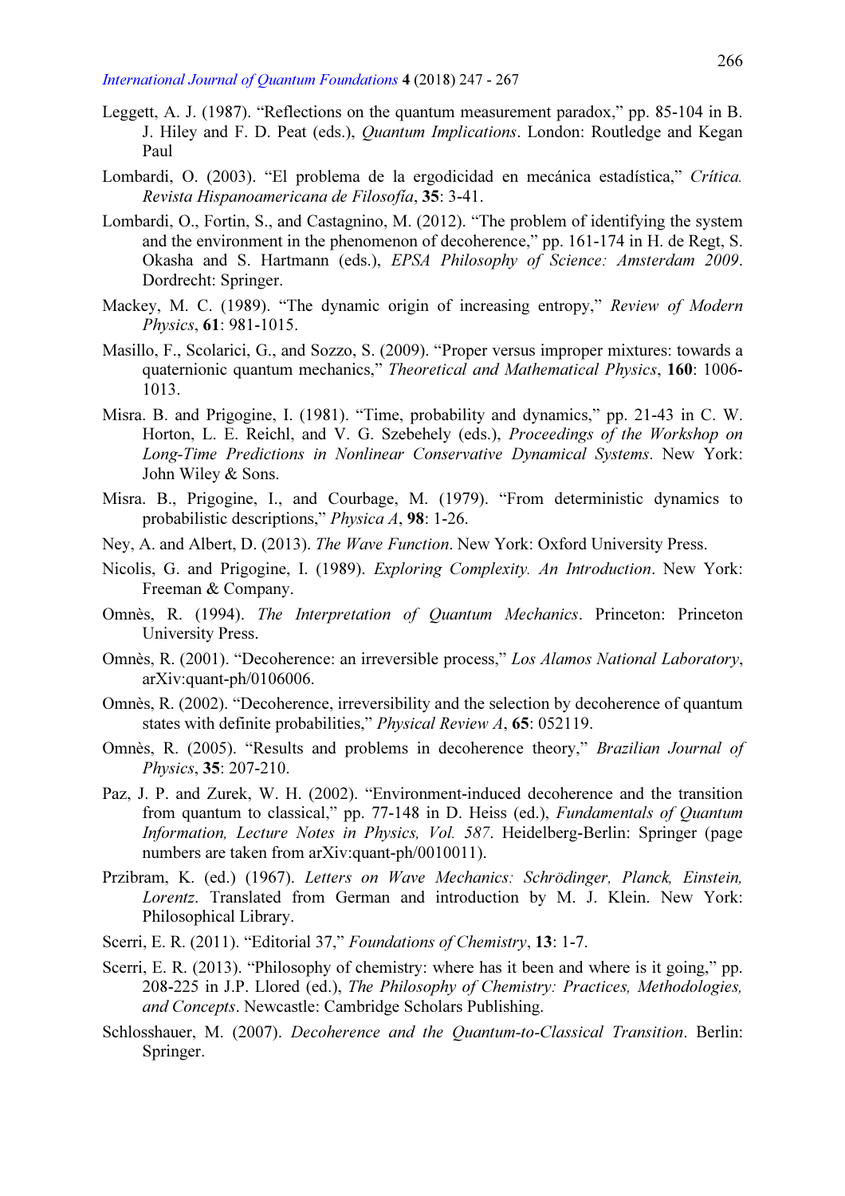Leggett, A. J. (1987). "Reflections on the quantum measurement paradox," pp. 85-104 in B. J. Hiley and F. D. Peat (eds.), *Quantum Implications*. London: Routledge and Kegan Paul

Lombardi, O. (2003). "El problema de la ergodicidad en mecánica estadística," *Crítica. Revista Hispanoamericana de Filosofía*, **35**: 3-41.

Lombardi, O., Fortin, S., and Castagnino, M. (2012). "The problem of identifying the system and the environment in the phenomenon of decoherence," pp. 161-174 in H. de Regt, S. Okasha and S. Hartmann (eds.), *EPSA Philosophy of Science: Amsterdam 2009*. Dordrecht: Springer.

Mackey, M. C. (1989). "The dynamic origin of increasing entropy," *Review of Modern Physics*, **61**: 981-1015.

Masillo, F., Scolarici, G., and Sozzo, S. (2009). "Proper versus improper mixtures: towards a quaternionic quantum mechanics," *Theoretical and Mathematical Physics*, **160**: 1006-1013.

Misra. B. and Prigogine, I. (1981). "Time, probability and dynamics," pp. 21-43 in C. W. Horton, L. E. Reichl, and V. G. Szebehely (eds.), *Proceedings of the Workshop on Long-Time Predictions in Nonlinear Conservative Dynamical Systems*. New York: John Wiley & Sons.

Misra. B., Prigogine, I., and Courbage, M. (1979). "From deterministic dynamics to probabilistic descriptions," *Physica A*, **98**: 1-26.

Ney, A. and Albert, D. (2013). *The Wave Function*. New York: Oxford University Press.

Nicolis, G. and Prigogine, I. (1989). *Exploring Complexity. An Introduction*. New York: Freeman & Company.

Omnès, R. (1994). *The Interpretation of Quantum Mechanics*. Princeton: Princeton University Press.

Omnès, R. (2001). "Decoherence: an irreversible process," *Los Alamos National Laboratory*, arXiv:quant-ph/0106006.

Omnès, R. (2002). "Decoherence, irreversibility and the selection by decoherence of quantum states with definite probabilities," *Physical Review A*, **65**: 052119.

Omnès, R. (2005). "Results and problems in decoherence theory," *Brazilian Journal of Physics*, **35**: 207-210.

Paz, J. P. and Zurek, W. H. (2002). "Environment-induced decoherence and the transition from quantum to classical," pp. 77-148 in D. Heiss (ed.), *Fundamentals of Quantum Information, Lecture Notes in Physics, Vol. 587*. Heidelberg-Berlin: Springer (page numbers are taken from arXiv:quant-ph/0010011).

Przibram, K. (ed.) (1967). *Letters on Wave Mechanics: Schrödinger, Planck, Einstein, Lorentz*. Translated from German and introduction by M. J. Klein. New York: Philosophical Library.

Scerri, E. R. (2011). "Editorial 37," *Foundations of Chemistry*, **13**: 1-7.

Scerri, E. R. (2013). "Philosophy of chemistry: where has it been and where is it going," pp. 208-225 in J.P. Llored (ed.), *The Philosophy of Chemistry: Practices, Methodologies, and Concepts*. Newcastle: Cambridge Scholars Publishing.

Schlosshauer, M. (2007). *Decoherence and the Quantum-to-Classical Transition*. Berlin: Springer.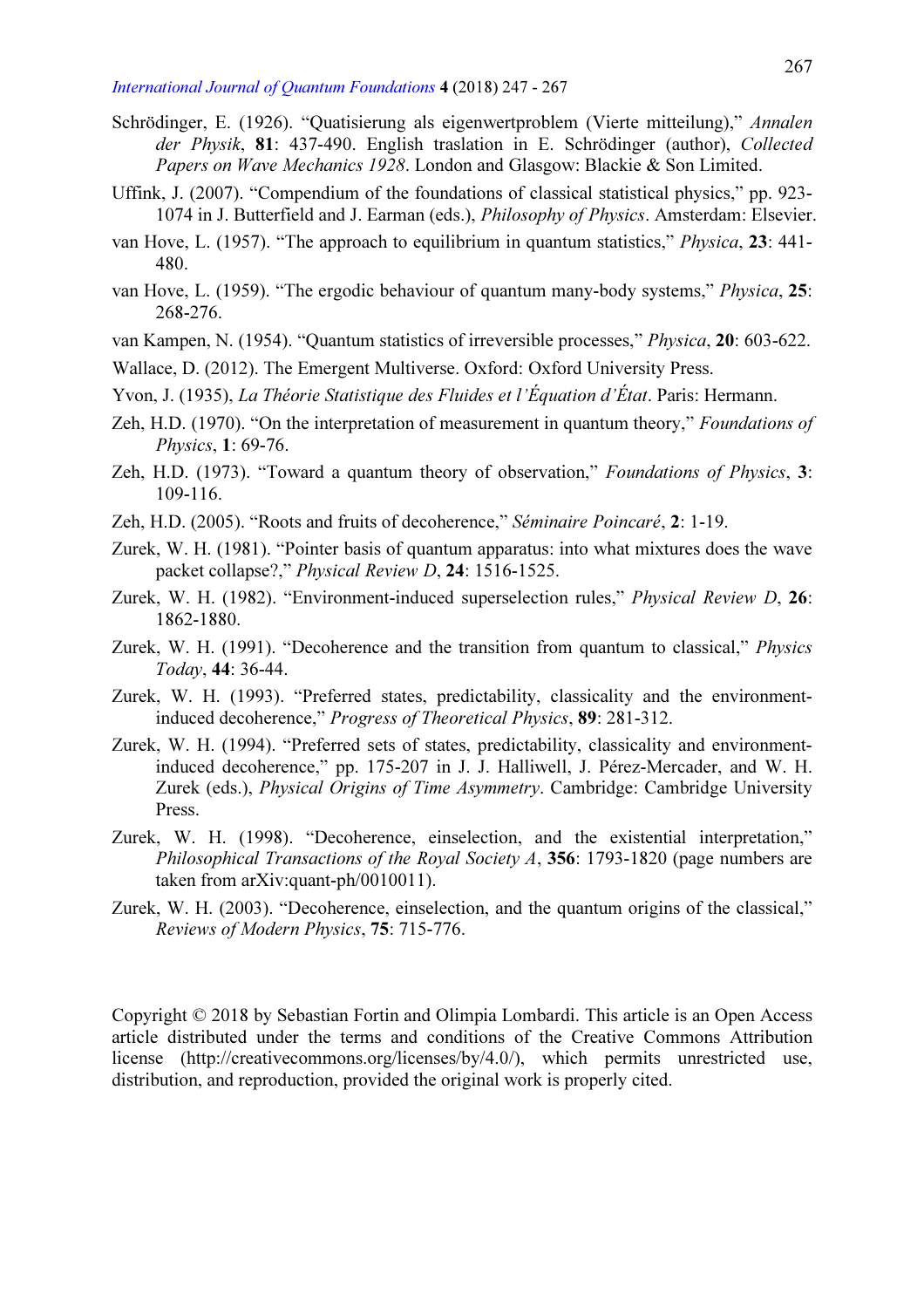Schrödinger, E. (1926). "Quatisierung als eigenwertproblem (Vierte mitteilung)," *Annalen der Physik*, **81**: 437-490. English traslation in E. Schrödinger (author), *Collected Papers on Wave Mechanics 1928*. London and Glasgow: Blackie & Son Limited.

Uffink, J. (2007). "Compendium of the foundations of classical statistical physics," pp. 923-1074 in J. Butterfield and J. Earman (eds.), *Philosophy of Physics*. Amsterdam: Elsevier.

van Hove, L. (1957). "The approach to equilibrium in quantum statistics," *Physica*, **23**: 441-480.

van Hove, L. (1959). "The ergodic behaviour of quantum many-body systems," *Physica*, **25**: 268-276.

van Kampen, N. (1954). "Quantum statistics of irreversible processes," *Physica*, **20**: 603-622.

Wallace, D. (2012). The Emergent Multiverse. Oxford: Oxford University Press.

Yvon, J. (1935), *La Théorie Statistique des Fluides et l'Équation d'État*. Paris: Hermann.

Zeh, H.D. (1970). "On the interpretation of measurement in quantum theory," *Foundations of Physics*, **1**: 69-76.

Zeh, H.D. (1973). "Toward a quantum theory of observation," *Foundations of Physics*, **3**: 109-116.

Zeh, H.D. (2005). "Roots and fruits of decoherence," *Séminaire Poincaré*, **2**: 1-19.

Zurek, W. H. (1981). "Pointer basis of quantum apparatus: into what mixtures does the wave packet collapse?," *Physical Review D*, **24**: 1516-1525.

Zurek, W. H. (1982). "Environment-induced superselection rules," *Physical Review D*, **26**: 1862-1880.

Zurek, W. H. (1991). "Decoherence and the transition from quantum to classical," *Physics Today*, **44**: 36-44.

Zurek, W. H. (1993). "Preferred states, predictability, classicality and the environment-induced decoherence," *Progress of Theoretical Physics*, **89**: 281-312.

Zurek, W. H. (1994). "Preferred sets of states, predictability, classicality and environment-induced decoherence," pp. 175-207 in J. J. Halliwell, J. Pérez-Mercader, and W. H. Zurek (eds.), *Physical Origins of Time Asymmetry*. Cambridge: Cambridge University Press.

Zurek, W. H. (1998). "Decoherence, einselection, and the existential interpretation," *Philosophical Transactions of the Royal Society A*, **356**: 1793-1820 (page numbers are taken from arXiv:quant-ph/0010011).

Zurek, W. H. (2003). "Decoherence, einselection, and the quantum origins of the classical," *Reviews of Modern Physics*, **75**: 715-776.

Copyright © 2018 by Sebastian Fortin and Olimpia Lombardi. This article is an Open Access article distributed under the terms and conditions of the Creative Commons Attribution license (http://creativecommons.org/licenses/by/4.0/), which permits unrestricted use, distribution, and reproduction, provided the original work is properly cited.